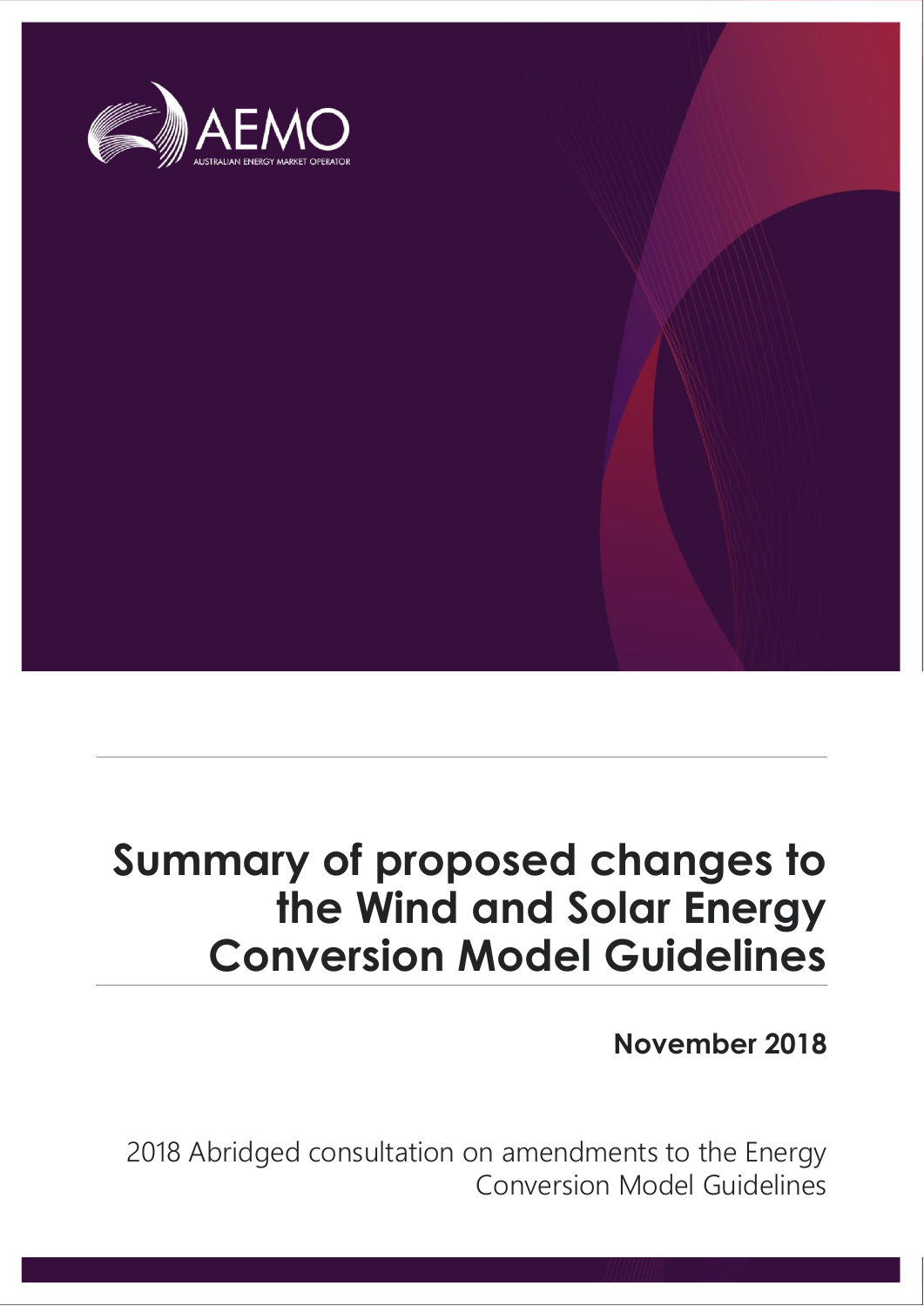AEMO

AUSTRALIAN ENERGY MARKET OPERATOR

# Summary of proposed changes to the Wind and Solar Energy Conversion Model Guidelines

**November 2018**

2018 Abridged consultation on amendments to the Energy Conversion Model Guidelines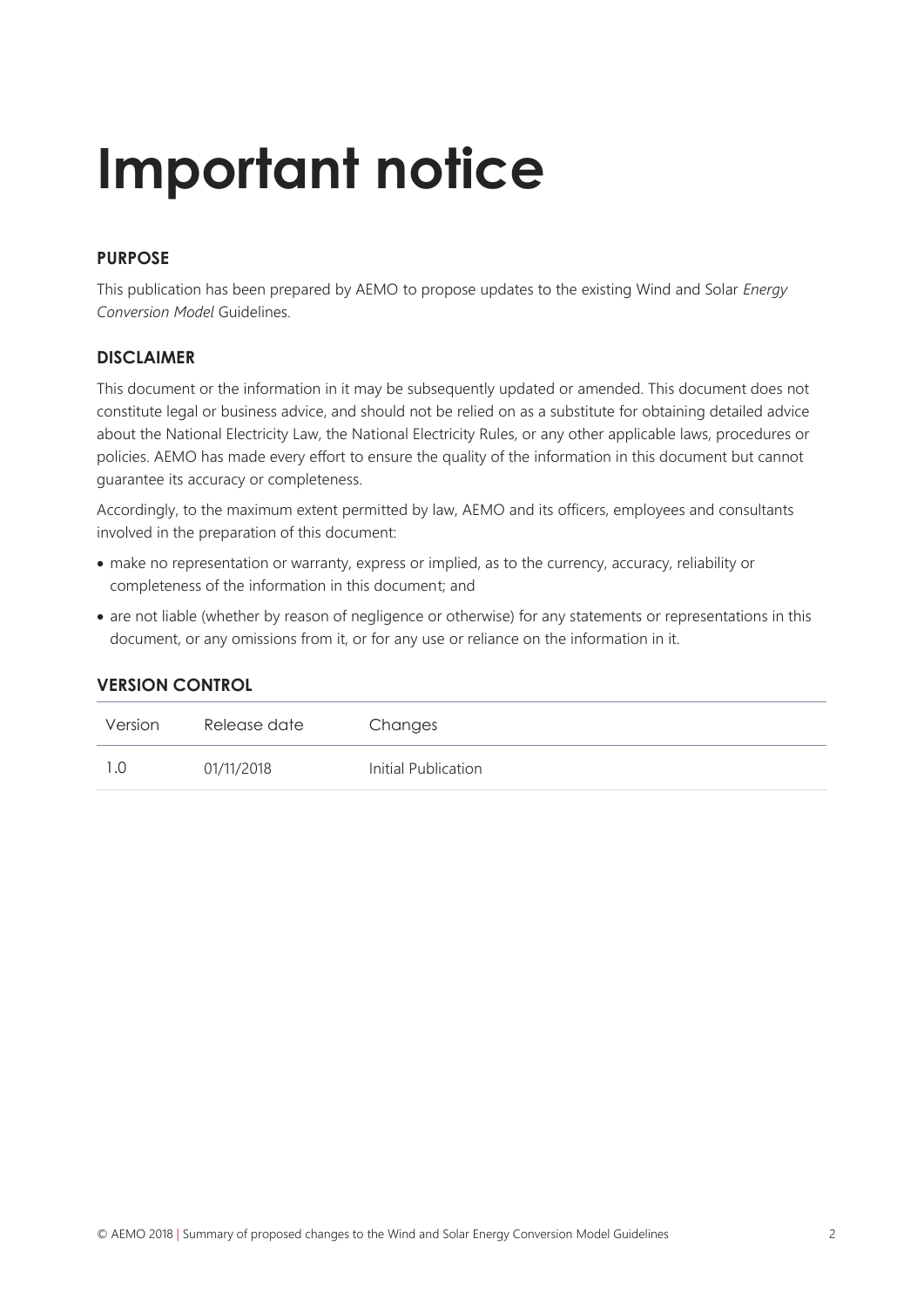# Important notice

### PURPOSE

This publication has been prepared by AEMO to propose updates to the existing Wind and Solar *Energy Conversion Model* Guidelines.

### DISCLAIMER

This document or the information in it may be subsequently updated or amended. This document does not constitute legal or business advice, and should not be relied on as a substitute for obtaining detailed advice about the National Electricity Law, the National Electricity Rules, or any other applicable laws, procedures or policies. AEMO has made every effort to ensure the quality of the information in this document but cannot guarantee its accuracy or completeness.

Accordingly, to the maximum extent permitted by law, AEMO and its officers, employees and consultants involved in the preparation of this document:

- make no representation or warranty, express or implied, as to the currency, accuracy, reliability or completeness of the information in this document; and
- are not liable (whether by reason of negligence or otherwise) for any statements or representations in this document, or any omissions from it, or for any use or reliance on the information in it.

### VERSION CONTROL

| Version | Release date | Changes |
| --- | --- | --- |
| 1.0 | 01/11/2018 | Initial Publication |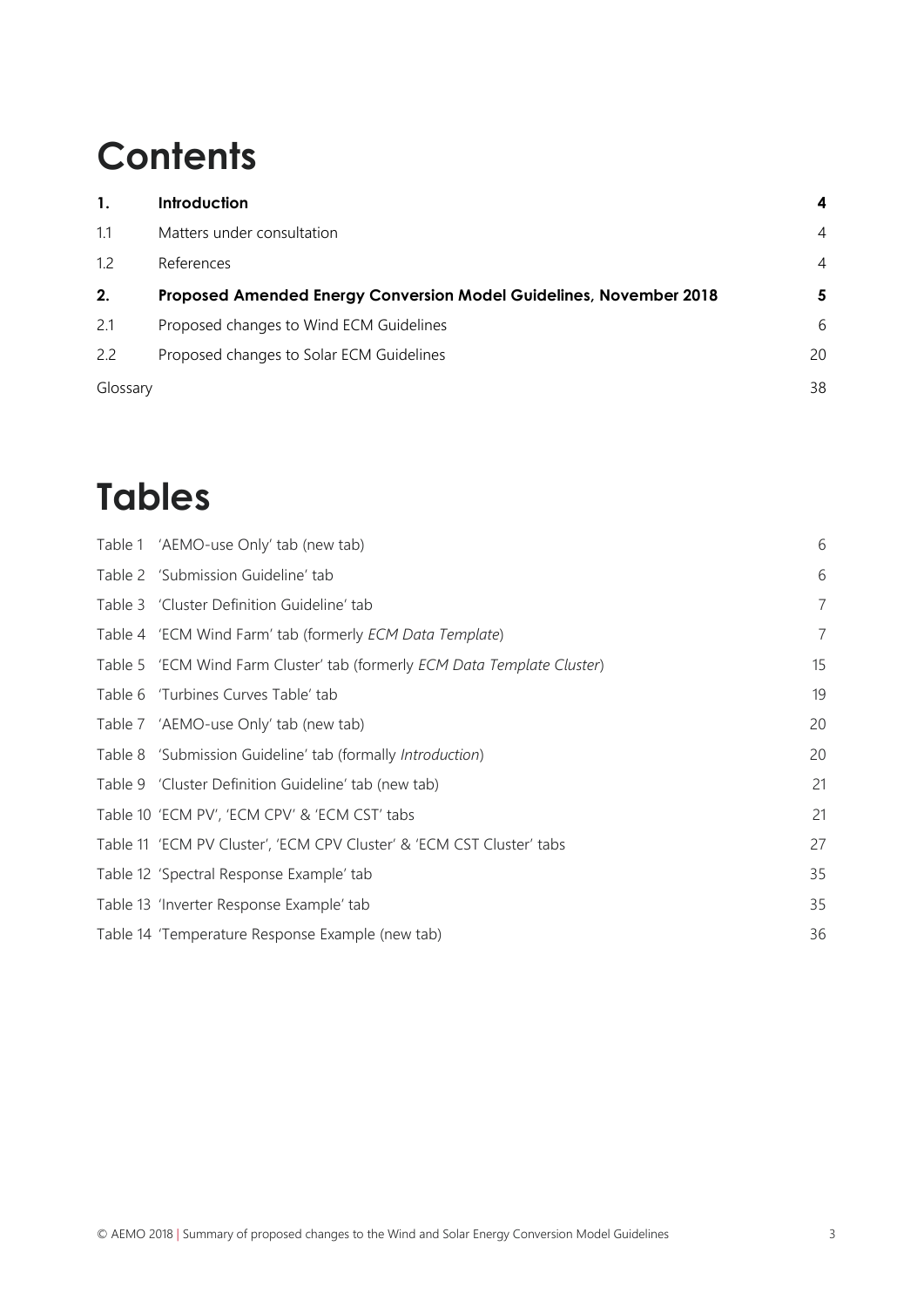# Contents

| | | |
|---|---|---|
| **1.** | **Introduction** | **4** |
| 1.1 | Matters under consultation | 4 |
| 1.2 | References | 4 |
| **2.** | **Proposed Amended Energy Conversion Model Guidelines, November 2018** | **5** |
| 2.1 | Proposed changes to Wind ECM Guidelines | 6 |
| 2.2 | Proposed changes to Solar ECM Guidelines | 20 |
| Glossary | | 38 |

# Tables

| | |
|---|---|
| Table 1 'AEMO-use Only' tab (new tab) | 6 |
| Table 2 'Submission Guideline' tab | 6 |
| Table 3 'Cluster Definition Guideline' tab | 7 |
| Table 4 'ECM Wind Farm' tab (formerly *ECM Data Template*) | 7 |
| Table 5 'ECM Wind Farm Cluster' tab (formerly *ECM Data Template Cluster*) | 15 |
| Table 6 'Turbines Curves Table' tab | 19 |
| Table 7 'AEMO-use Only' tab (new tab) | 20 |
| Table 8 'Submission Guideline' tab (formally *Introduction*) | 20 |
| Table 9 'Cluster Definition Guideline' tab (new tab) | 21 |
| Table 10 'ECM PV', 'ECM CPV' & 'ECM CST' tabs | 21 |
| Table 11 'ECM PV Cluster', 'ECM CPV Cluster' & 'ECM CST Cluster' tabs | 27 |
| Table 12 'Spectral Response Example' tab | 35 |
| Table 13 'Inverter Response Example' tab | 35 |
| Table 14 'Temperature Response Example (new tab) | 36 |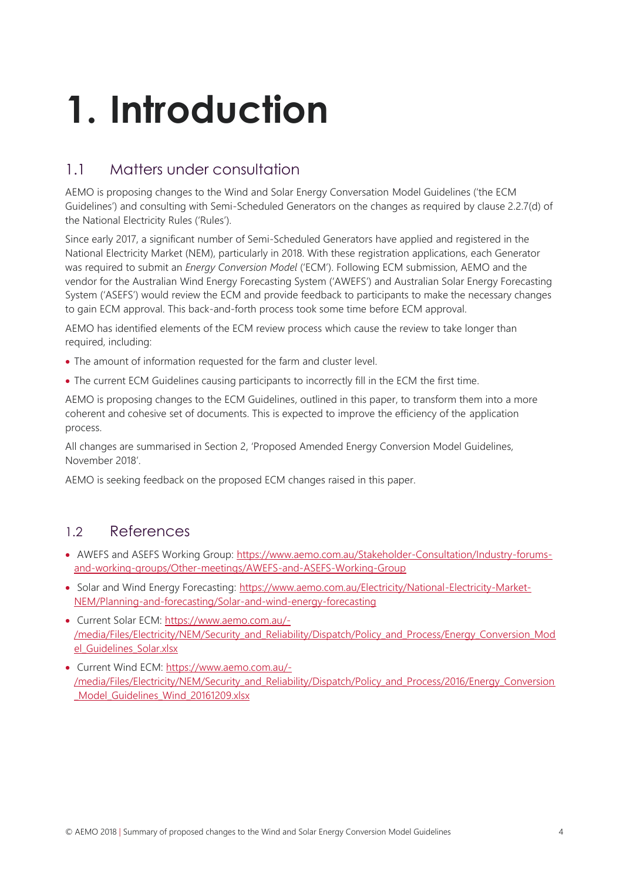# 1. Introduction

## 1.1 Matters under consultation

AEMO is proposing changes to the Wind and Solar Energy Conversation Model Guidelines ('the ECM Guidelines') and consulting with Semi-Scheduled Generators on the changes as required by clause 2.2.7(d) of the National Electricity Rules ('Rules').

Since early 2017, a significant number of Semi-Scheduled Generators have applied and registered in the National Electricity Market (NEM), particularly in 2018. With these registration applications, each Generator was required to submit an *Energy Conversion Model* ('ECM'). Following ECM submission, AEMO and the vendor for the Australian Wind Energy Forecasting System ('AWEFS') and Australian Solar Energy Forecasting System ('ASEFS') would review the ECM and provide feedback to participants to make the necessary changes to gain ECM approval. This back-and-forth process took some time before ECM approval.

AEMO has identified elements of the ECM review process which cause the review to take longer than required, including:

- The amount of information requested for the farm and cluster level.
- The current ECM Guidelines causing participants to incorrectly fill in the ECM the first time.

AEMO is proposing changes to the ECM Guidelines, outlined in this paper, to transform them into a more coherent and cohesive set of documents. This is expected to improve the efficiency of the application process.

All changes are summarised in Section 2, 'Proposed Amended Energy Conversion Model Guidelines, November 2018'.

AEMO is seeking feedback on the proposed ECM changes raised in this paper.

## 1.2 References

- AWEFS and ASEFS Working Group: https://www.aemo.com.au/Stakeholder-Consultation/Industry-forums-and-working-groups/Other-meetings/AWEFS-and-ASEFS-Working-Group
- Solar and Wind Energy Forecasting: https://www.aemo.com.au/Electricity/National-Electricity-Market-NEM/Planning-and-forecasting/Solar-and-wind-energy-forecasting
- Current Solar ECM: https://www.aemo.com.au/-/media/Files/Electricity/NEM/Security_and_Reliability/Dispatch/Policy_and_Process/Energy_Conversion_Model_Guidelines_Solar.xlsx
- Current Wind ECM: https://www.aemo.com.au/-/media/Files/Electricity/NEM/Security_and_Reliability/Dispatch/Policy_and_Process/2016/Energy_Conversion_Model_Guidelines_Wind_20161209.xlsx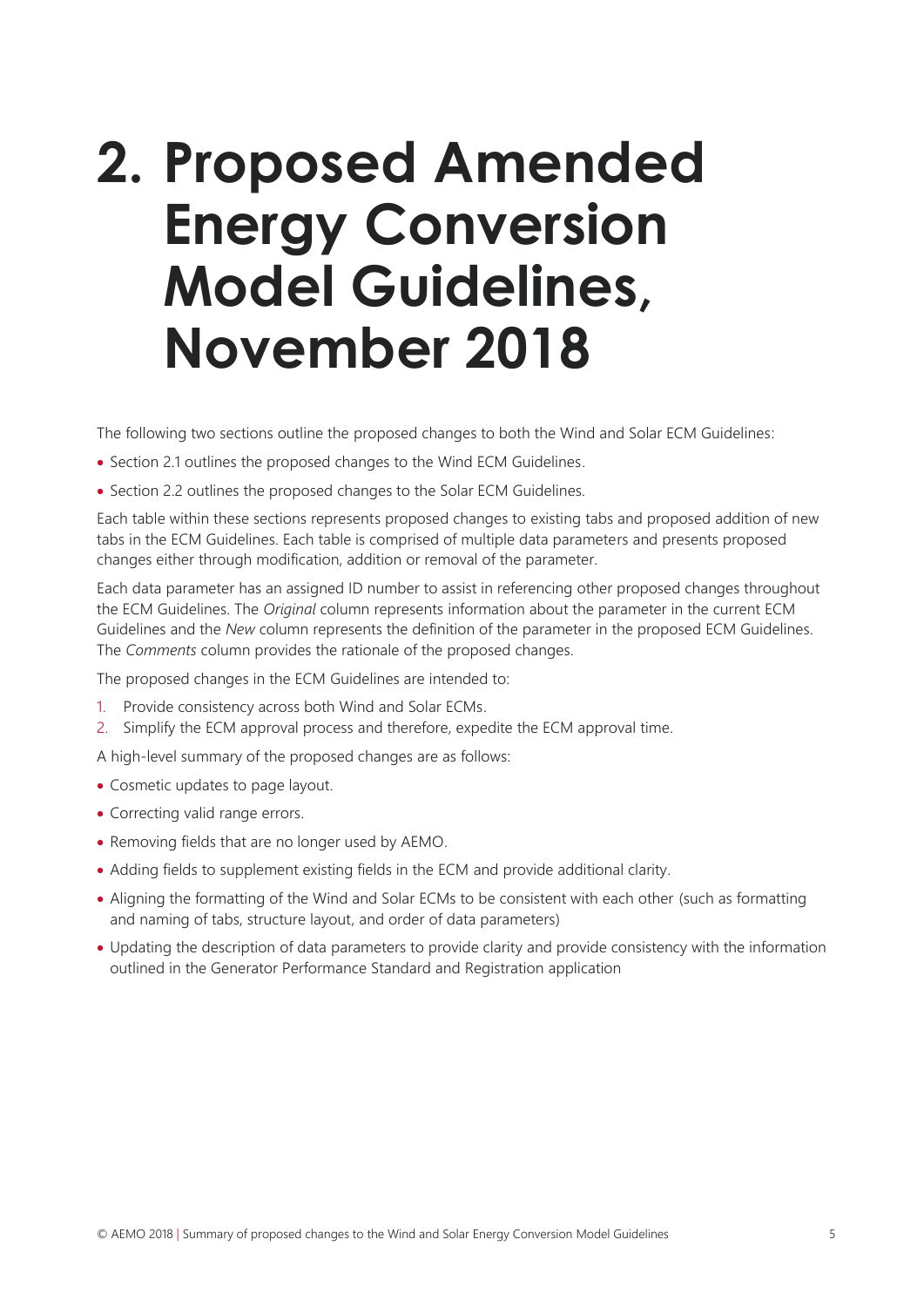# 2. Proposed Amended Energy Conversion Model Guidelines, November 2018

The following two sections outline the proposed changes to both the Wind and Solar ECM Guidelines:

- Section 2.1 outlines the proposed changes to the Wind ECM Guidelines.
- Section 2.2 outlines the proposed changes to the Solar ECM Guidelines.

Each table within these sections represents proposed changes to existing tabs and proposed addition of new tabs in the ECM Guidelines. Each table is comprised of multiple data parameters and presents proposed changes either through modification, addition or removal of the parameter.

Each data parameter has an assigned ID number to assist in referencing other proposed changes throughout the ECM Guidelines. The *Original* column represents information about the parameter in the current ECM Guidelines and the *New* column represents the definition of the parameter in the proposed ECM Guidelines. The *Comments* column provides the rationale of the proposed changes.

The proposed changes in the ECM Guidelines are intended to:

1. Provide consistency across both Wind and Solar ECMs.
2. Simplify the ECM approval process and therefore, expedite the ECM approval time.

A high-level summary of the proposed changes are as follows:

- Cosmetic updates to page layout.
- Correcting valid range errors.
- Removing fields that are no longer used by AEMO.
- Adding fields to supplement existing fields in the ECM and provide additional clarity.
- Aligning the formatting of the Wind and Solar ECMs to be consistent with each other (such as formatting and naming of tabs, structure layout, and order of data parameters)
- Updating the description of data parameters to provide clarity and provide consistency with the information outlined in the Generator Performance Standard and Registration application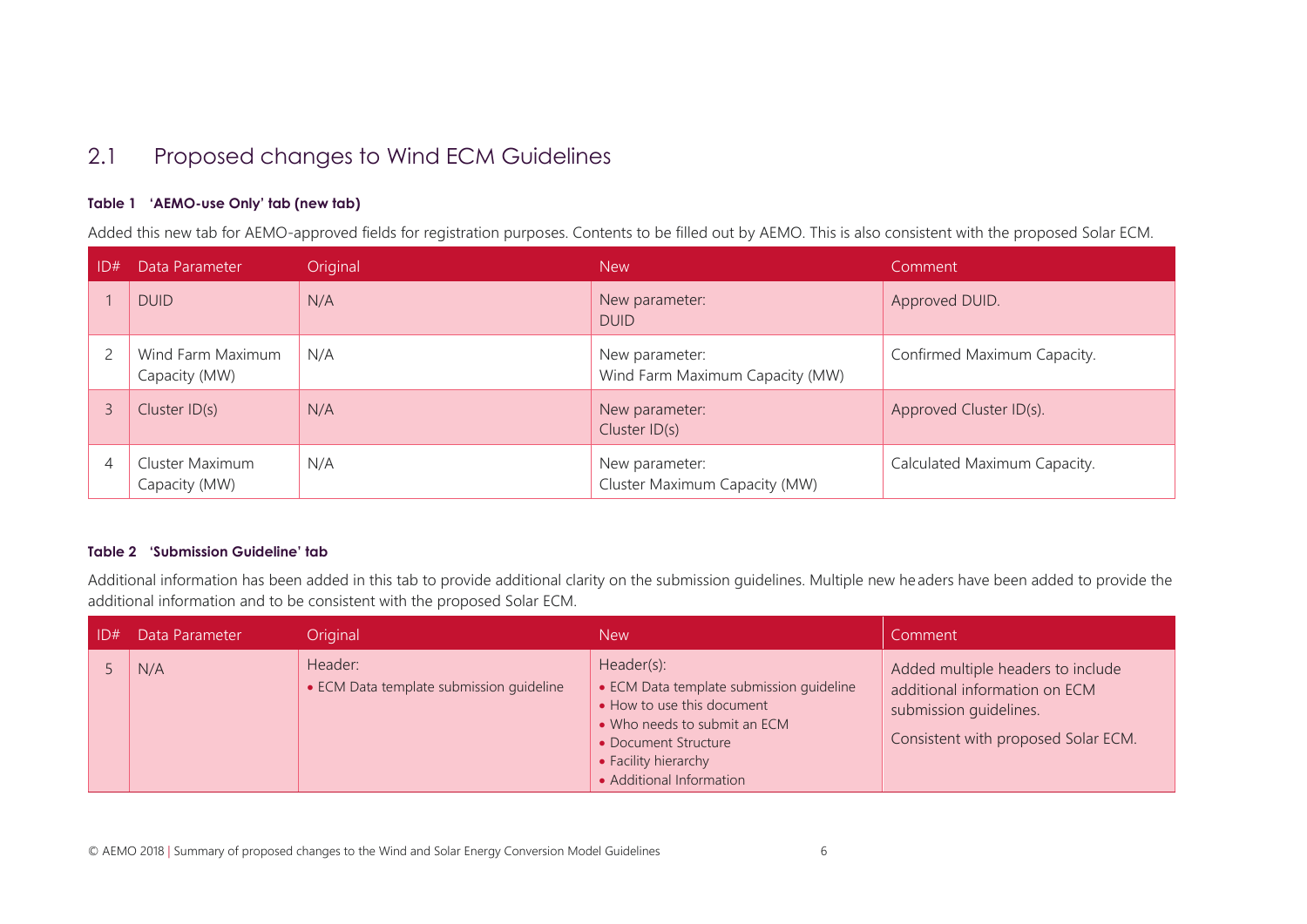## 2.1 Proposed changes to Wind ECM Guidelines

**Table 1 'AEMO-use Only' tab (new tab)**

Added this new tab for AEMO-approved fields for registration purposes. Contents to be filled out by AEMO. This is also consistent with the proposed Solar ECM.

| ID# | Data Parameter | Original | New | Comment |
|---|---|---|---|---|
| 1 | DUID | N/A | New parameter:<br>DUID | Approved DUID. |
| 2 | Wind Farm Maximum Capacity (MW) | N/A | New parameter:<br>Wind Farm Maximum Capacity (MW) | Confirmed Maximum Capacity. |
| 3 | Cluster ID(s) | N/A | New parameter:<br>Cluster ID(s) | Approved Cluster ID(s). |
| 4 | Cluster Maximum Capacity (MW) | N/A | New parameter:<br>Cluster Maximum Capacity (MW) | Calculated Maximum Capacity. |

**Table 2 'Submission Guideline' tab**

Additional information has been added in this tab to provide additional clarity on the submission guidelines. Multiple new headers have been added to provide the additional information and to be consistent with the proposed Solar ECM.

| ID# | Data Parameter | Original | New | Comment |
|---|---|---|---|---|
| 5 | N/A | Header:<br>• ECM Data template submission guideline | Header(s):<br>• ECM Data template submission guideline<br>• How to use this document<br>• Who needs to submit an ECM<br>• Document Structure<br>• Facility hierarchy<br>• Additional Information | Added multiple headers to include additional information on ECM submission guidelines.<br><br>Consistent with proposed Solar ECM. |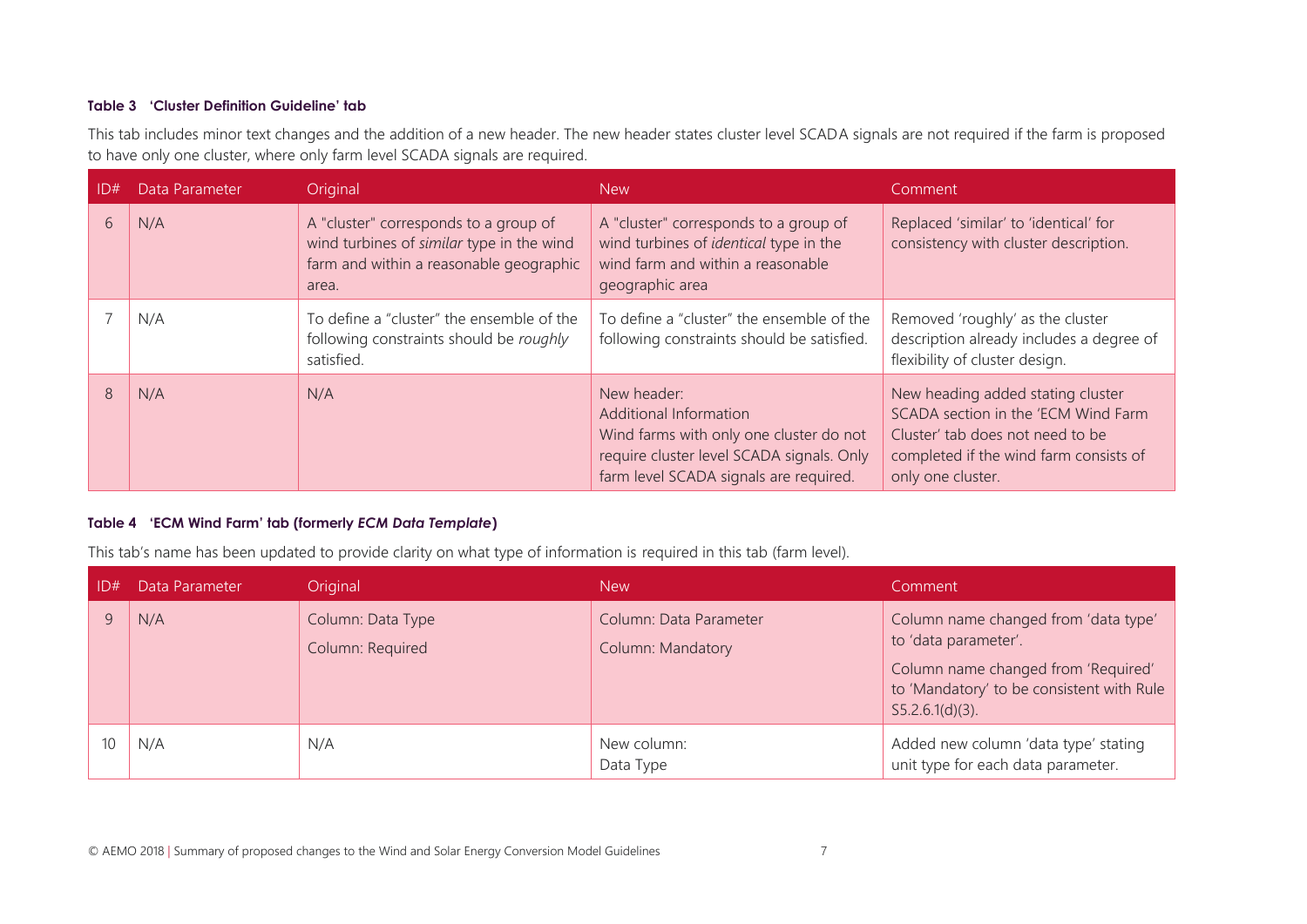**Table 3 'Cluster Definition Guideline' tab**

This tab includes minor text changes and the addition of a new header. The new header states cluster level SCADA signals are not required if the farm is proposed to have only one cluster, where only farm level SCADA signals are required.

| ID# | Data Parameter | Original | New | Comment |
|---|---|---|---|---|
| 6 | N/A | A "cluster" corresponds to a group of wind turbines of *similar* type in the wind farm and within a reasonable geographic area. | A "cluster" corresponds to a group of wind turbines of *identical* type in the wind farm and within a reasonable geographic area | Replaced 'similar' to 'identical' for consistency with cluster description. |
| 7 | N/A | To define a "cluster" the ensemble of the following constraints should be *roughly* satisfied. | To define a "cluster" the ensemble of the following constraints should be satisfied. | Removed 'roughly' as the cluster description already includes a degree of flexibility of cluster design. |
| 8 | N/A | N/A | New header:<br>Additional Information<br>Wind farms with only one cluster do not require cluster level SCADA signals. Only farm level SCADA signals are required. | New heading added stating cluster SCADA section in the 'ECM Wind Farm Cluster' tab does not need to be completed if the wind farm consists of only one cluster. |

**Table 4 'ECM Wind Farm' tab (formerly *ECM Data Template*)**

This tab's name has been updated to provide clarity on what type of information is required in this tab (farm level).

| ID# | Data Parameter | Original | New | Comment |
|---|---|---|---|---|
| 9 | N/A | Column: Data Type<br>Column: Required | Column: Data Parameter<br>Column: Mandatory | Column name changed from 'data type' to 'data parameter'.<br>Column name changed from 'Required' to 'Mandatory' to be consistent with Rule S5.2.6.1(d)(3). |
| 10 | N/A | N/A | New column:<br>Data Type | Added new column 'data type' stating unit type for each data parameter. |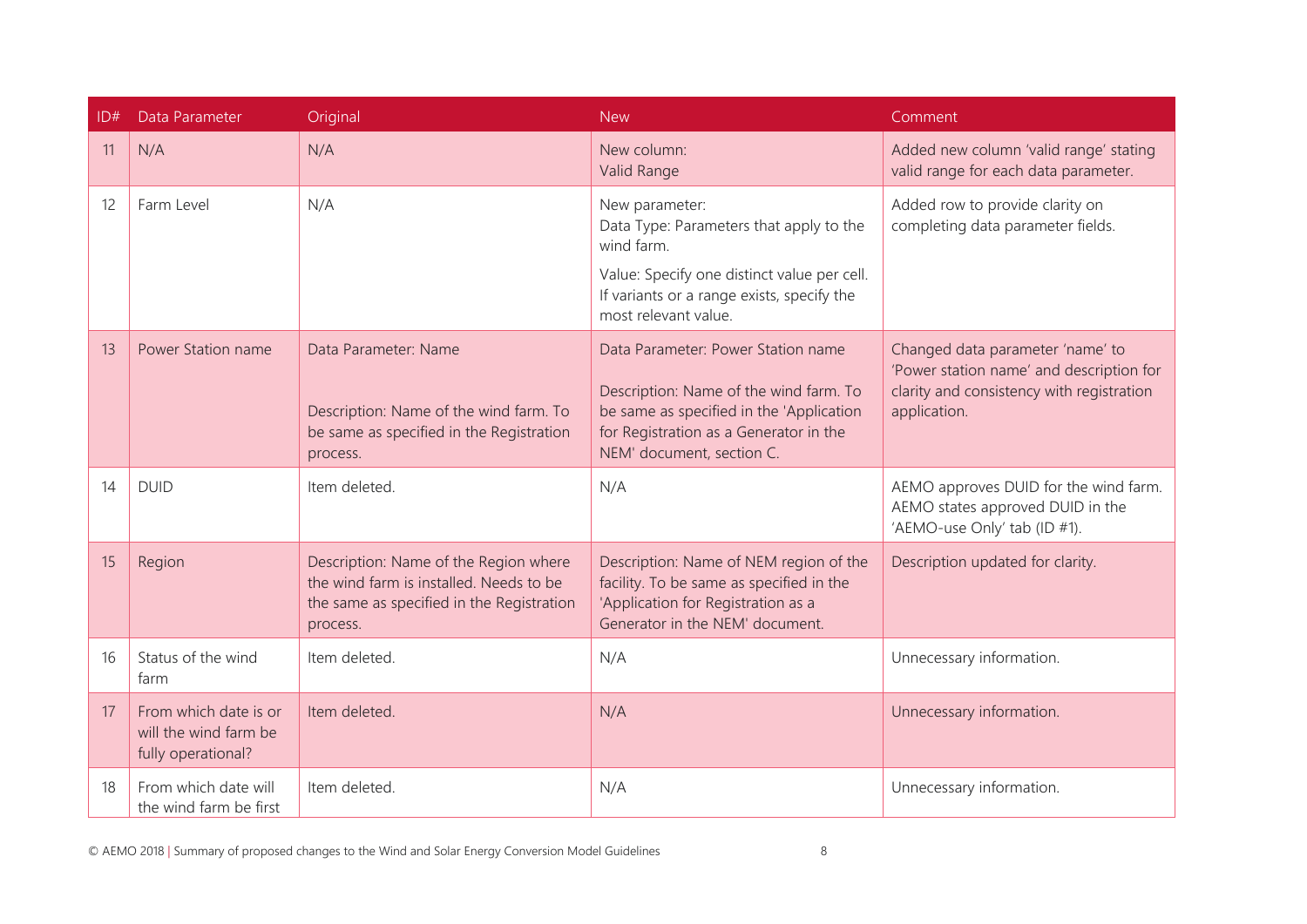| ID# | Data Parameter | Original | New | Comment |
|---|---|---|---|---|
| 11 | N/A | N/A | New column: Valid Range | Added new column 'valid range' stating valid range for each data parameter. |
| 12 | Farm Level | N/A | New parameter: Data Type: Parameters that apply to the wind farm. Value: Specify one distinct value per cell. If variants or a range exists, specify the most relevant value. | Added row to provide clarity on completing data parameter fields. |
| 13 | Power Station name | Data Parameter: Name Description: Name of the wind farm. To be same as specified in the Registration process. | Data Parameter: Power Station name Description: Name of the wind farm. To be same as specified in the 'Application for Registration as a Generator in the NEM' document, section C. | Changed data parameter 'name' to 'Power station name' and description for clarity and consistency with registration application. |
| 14 | DUID | Item deleted. | N/A | AEMO approves DUID for the wind farm. AEMO states approved DUID in the 'AEMO-use Only' tab (ID #1). |
| 15 | Region | Description: Name of the Region where the wind farm is installed. Needs to be the same as specified in the Registration process. | Description: Name of NEM region of the facility. To be same as specified in the 'Application for Registration as a Generator in the NEM' document. | Description updated for clarity. |
| 16 | Status of the wind farm | Item deleted. | N/A | Unnecessary information. |
| 17 | From which date is or will the wind farm be fully operational? | Item deleted. | N/A | Unnecessary information. |
| 18 | From which date will the wind farm be first | Item deleted. | N/A | Unnecessary information. |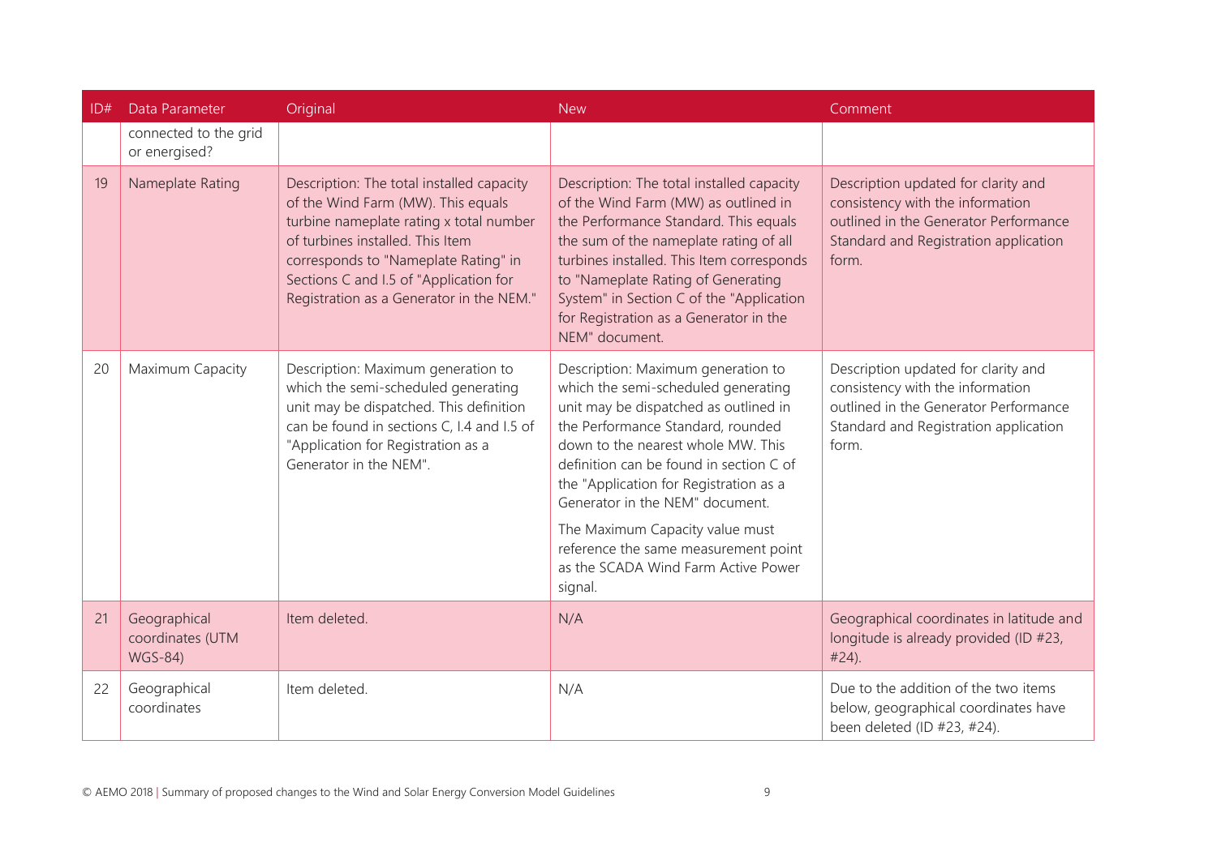| ID# | Data Parameter | Original | New | Comment |
|---|---|---|---|---|
| | connected to the grid or energised? | | | |
| 19 | Nameplate Rating | Description: The total installed capacity of the Wind Farm (MW). This equals turbine nameplate rating x total number of turbines installed. This Item corresponds to "Nameplate Rating" in Sections C and I.5 of "Application for Registration as a Generator in the NEM." | Description: The total installed capacity of the Wind Farm (MW) as outlined in the Performance Standard. This equals the sum of the nameplate rating of all turbines installed. This Item corresponds to "Nameplate Rating of Generating System" in Section C of the "Application for Registration as a Generator in the NEM" document. | Description updated for clarity and consistency with the information outlined in the Generator Performance Standard and Registration application form. |
| 20 | Maximum Capacity | Description: Maximum generation to which the semi-scheduled generating unit may be dispatched. This definition can be found in sections C, I.4 and I.5 of "Application for Registration as a Generator in the NEM". | Description: Maximum generation to which the semi-scheduled generating unit may be dispatched as outlined in the Performance Standard, rounded down to the nearest whole MW. This definition can be found in section C of the "Application for Registration as a Generator in the NEM" document.<br><br>The Maximum Capacity value must reference the same measurement point as the SCADA Wind Farm Active Power signal. | Description updated for clarity and consistency with the information outlined in the Generator Performance Standard and Registration application form. |
| 21 | Geographical coordinates (UTM WGS-84) | Item deleted. | N/A | Geographical coordinates in latitude and longitude is already provided (ID #23, #24). |
| 22 | Geographical coordinates | Item deleted. | N/A | Due to the addition of the two items below, geographical coordinates have been deleted (ID #23, #24). |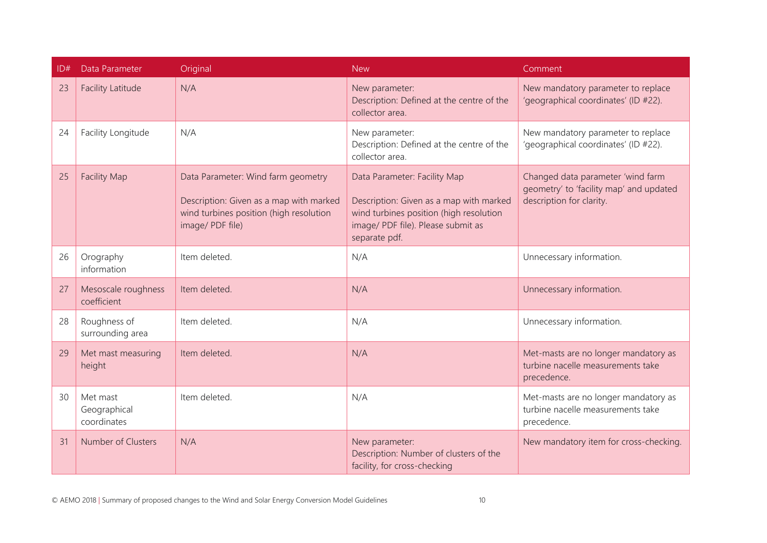| ID# | Data Parameter | Original | New | Comment |
|---|---|---|---|---|
| 23 | Facility Latitude | N/A | New parameter:<br>Description: Defined at the centre of the collector area. | New mandatory parameter to replace 'geographical coordinates' (ID #22). |
| 24 | Facility Longitude | N/A | New parameter:<br>Description: Defined at the centre of the collector area. | New mandatory parameter to replace 'geographical coordinates' (ID #22). |
| 25 | Facility Map | Data Parameter: Wind farm geometry<br><br>Description: Given as a map with marked wind turbines position (high resolution image/ PDF file) | Data Parameter: Facility Map<br><br>Description: Given as a map with marked wind turbines position (high resolution image/ PDF file). Please submit as separate pdf. | Changed data parameter 'wind farm geometry' to 'facility map' and updated description for clarity. |
| 26 | Orography information | Item deleted. | N/A | Unnecessary information. |
| 27 | Mesoscale roughness coefficient | Item deleted. | N/A | Unnecessary information. |
| 28 | Roughness of surrounding area | Item deleted. | N/A | Unnecessary information. |
| 29 | Met mast measuring height | Item deleted. | N/A | Met-masts are no longer mandatory as turbine nacelle measurements take precedence. |
| 30 | Met mast Geographical coordinates | Item deleted. | N/A | Met-masts are no longer mandatory as turbine nacelle measurements take precedence. |
| 31 | Number of Clusters | N/A | New parameter:<br>Description: Number of clusters of the facility, for cross-checking | New mandatory item for cross-checking. |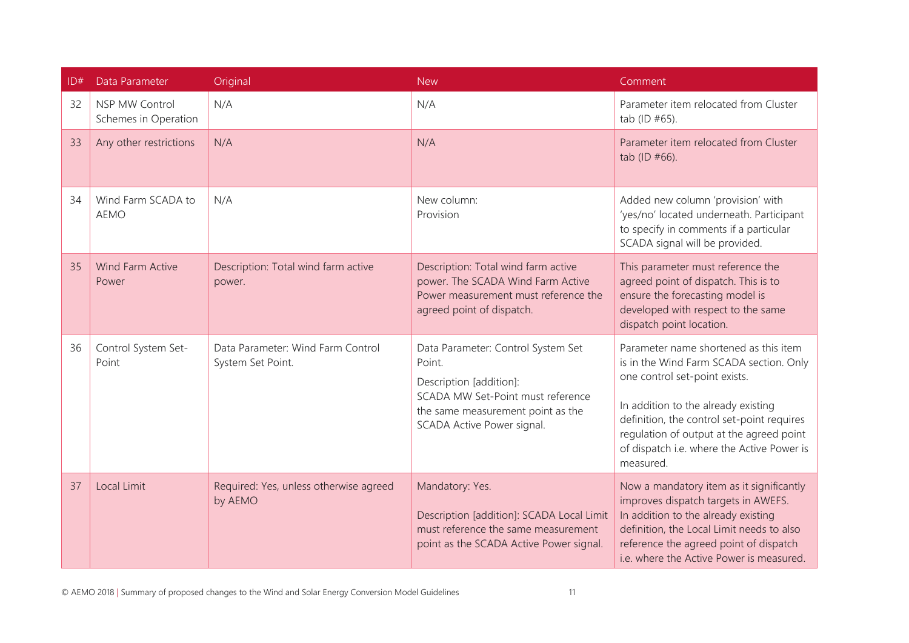| ID# | Data Parameter | Original | New | Comment |
|---|---|---|---|---|
| 32 | NSP MW Control Schemes in Operation | N/A | N/A | Parameter item relocated from Cluster tab (ID #65). |
| 33 | Any other restrictions | N/A | N/A | Parameter item relocated from Cluster tab (ID #66). |
| 34 | Wind Farm SCADA to AEMO | N/A | New column: Provision | Added new column 'provision' with 'yes/no' located underneath. Participant to specify in comments if a particular SCADA signal will be provided. |
| 35 | Wind Farm Active Power | Description: Total wind farm active power. | Description: Total wind farm active power. The SCADA Wind Farm Active Power measurement must reference the agreed point of dispatch. | This parameter must reference the agreed point of dispatch. This is to ensure the forecasting model is developed with respect to the same dispatch point location. |
| 36 | Control System Set-Point | Data Parameter: Wind Farm Control System Set Point. | Data Parameter: Control System Set Point.<br><br>Description [addition]: SCADA MW Set-Point must reference the same measurement point as the SCADA Active Power signal. | Parameter name shortened as this item is in the Wind Farm SCADA section. Only one control set-point exists.<br><br>In addition to the already existing definition, the control set-point requires regulation of output at the agreed point of dispatch i.e. where the Active Power is measured. |
| 37 | Local Limit | Required: Yes, unless otherwise agreed by AEMO | Mandatory: Yes.<br><br>Description [addition]: SCADA Local Limit must reference the same measurement point as the SCADA Active Power signal. | Now a mandatory item as it significantly improves dispatch targets in AWEFS. In addition to the already existing definition, the Local Limit needs to also reference the agreed point of dispatch i.e. where the Active Power is measured. |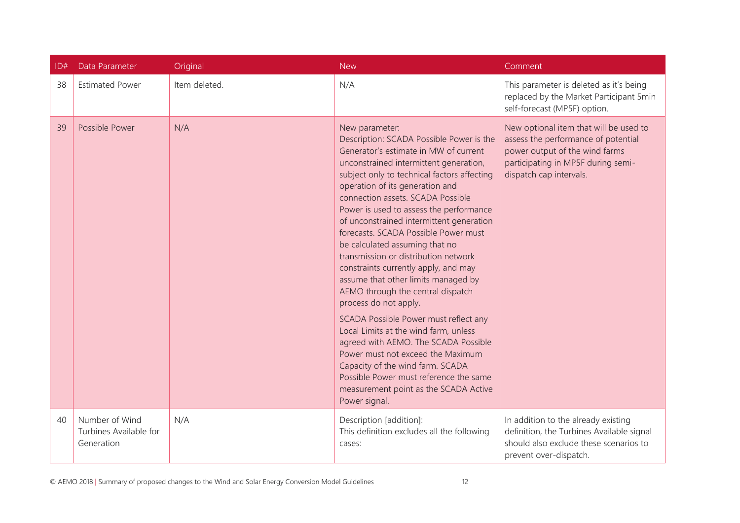| ID# | Data Parameter | Original | New | Comment |
| --- | --- | --- | --- | --- |
| 38 | Estimated Power | Item deleted. | N/A | This parameter is deleted as it's being replaced by the Market Participant 5min self-forecast (MP5F) option. |
| 39 | Possible Power | N/A | New parameter:<br>Description: SCADA Possible Power is the Generator's estimate in MW of current unconstrained intermittent generation, subject only to technical factors affecting operation of its generation and connection assets. SCADA Possible Power is used to assess the performance of unconstrained intermittent generation forecasts. SCADA Possible Power must be calculated assuming that no transmission or distribution network constraints currently apply, and may assume that other limits managed by AEMO through the central dispatch process do not apply.<br><br>SCADA Possible Power must reflect any Local Limits at the wind farm, unless agreed with AEMO. The SCADA Possible Power must not exceed the Maximum Capacity of the wind farm. SCADA Possible Power must reference the same measurement point as the SCADA Active Power signal. | New optional item that will be used to assess the performance of potential power output of the wind farms participating in MP5F during semi-dispatch cap intervals. |
| 40 | Number of Wind Turbines Available for Generation | N/A | Description [addition]:<br>This definition excludes all the following cases: | In addition to the already existing definition, the Turbines Available signal should also exclude these scenarios to prevent over-dispatch. |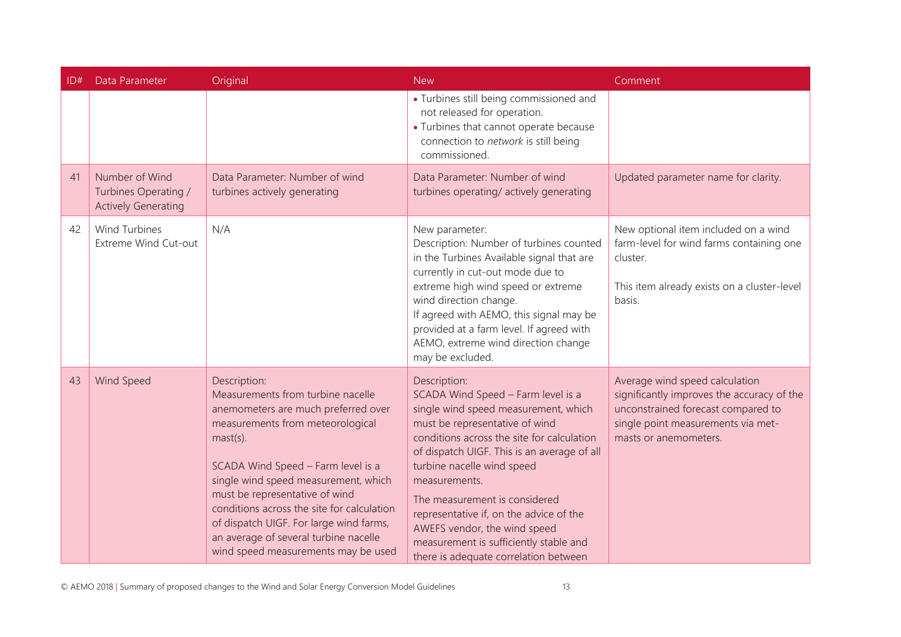| ID# | Data Parameter | Original | New | Comment |
|---|---|---|---|---|
| | | | • Turbines still being commissioned and not released for operation.<br>• Turbines that cannot operate because connection to *network* is still being commissioned. | |
| 41 | Number of Wind Turbines Operating / Actively Generating | Data Parameter: Number of wind turbines actively generating | Data Parameter: Number of wind turbines operating/ actively generating | Updated parameter name for clarity. |
| 42 | Wind Turbines Extreme Wind Cut-out | N/A | New parameter:<br>Description: Number of turbines counted in the Turbines Available signal that are currently in cut-out mode due to extreme high wind speed or extreme wind direction change.<br>If agreed with AEMO, this signal may be provided at a farm level. If agreed with AEMO, extreme wind direction change may be excluded. | New optional item included on a wind farm-level for wind farms containing one cluster.<br><br>This item already exists on a cluster-level basis. |
| 43 | Wind Speed | Description:<br>Measurements from turbine nacelle anemometers are much preferred over measurements from meteorological mast(s).<br><br>SCADA Wind Speed – Farm level is a single wind speed measurement, which must be representative of wind conditions across the site for calculation of dispatch UIGF. For large wind farms, an average of several turbine nacelle wind speed measurements may be used | Description:<br>SCADA Wind Speed – Farm level is a single wind speed measurement, which must be representative of wind conditions across the site for calculation of dispatch UIGF. This is an average of all turbine nacelle wind speed measurements.<br><br>The measurement is considered representative if, on the advice of the AWEFS vendor, the wind speed measurement is sufficiently stable and there is adequate correlation between | Average wind speed calculation significantly improves the accuracy of the unconstrained forecast compared to single point measurements via met-masts or anemometers. |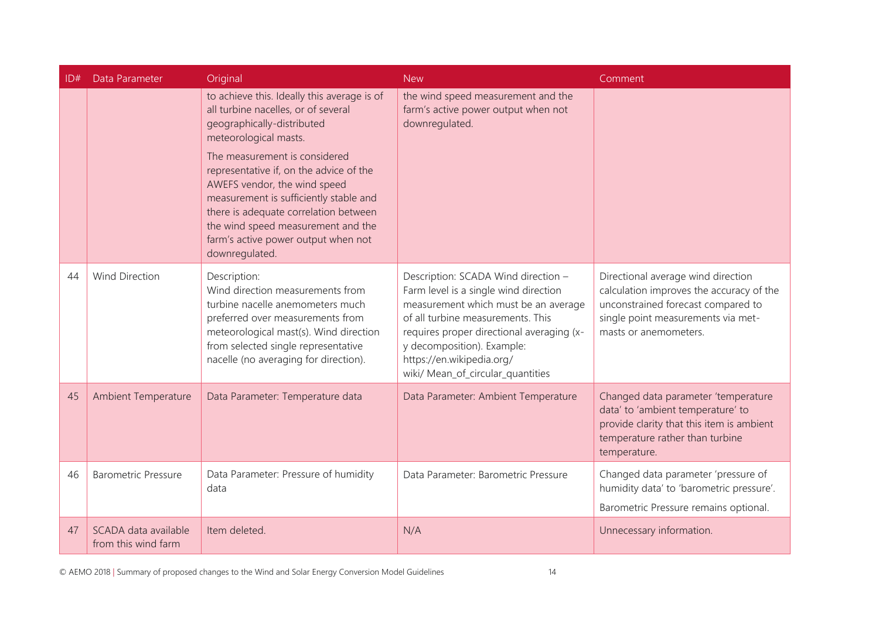| ID# | Data Parameter | Original | New | Comment |
| --- | --- | --- | --- | --- |
| | | to achieve this. Ideally this average is of all turbine nacelles, or of several geographically-distributed meteorological masts.<br><br>The measurement is considered representative if, on the advice of the AWEFS vendor, the wind speed measurement is sufficiently stable and there is adequate correlation between the wind speed measurement and the farm's active power output when not downregulated. | the wind speed measurement and the farm's active power output when not downregulated. | |
| 44 | Wind Direction | Description:<br>Wind direction measurements from turbine nacelle anemometers much preferred over measurements from meteorological mast(s). Wind direction from selected single representative nacelle (no averaging for direction). | Description: SCADA Wind direction – Farm level is a single wind direction measurement which must be an average of all turbine measurements. This requires proper directional averaging (x-y decomposition). Example: https://en.wikipedia.org/ wiki/ Mean_of_circular_quantities | Directional average wind direction calculation improves the accuracy of the unconstrained forecast compared to single point measurements via met-masts or anemometers. |
| 45 | Ambient Temperature | Data Parameter: Temperature data | Data Parameter: Ambient Temperature | Changed data parameter 'temperature data' to 'ambient temperature' to provide clarity that this item is ambient temperature rather than turbine temperature. |
| 46 | Barometric Pressure | Data Parameter: Pressure of humidity data | Data Parameter: Barometric Pressure | Changed data parameter 'pressure of humidity data' to 'barometric pressure'.<br><br>Barometric Pressure remains optional. |
| 47 | SCADA data available from this wind farm | Item deleted. | N/A | Unnecessary information. |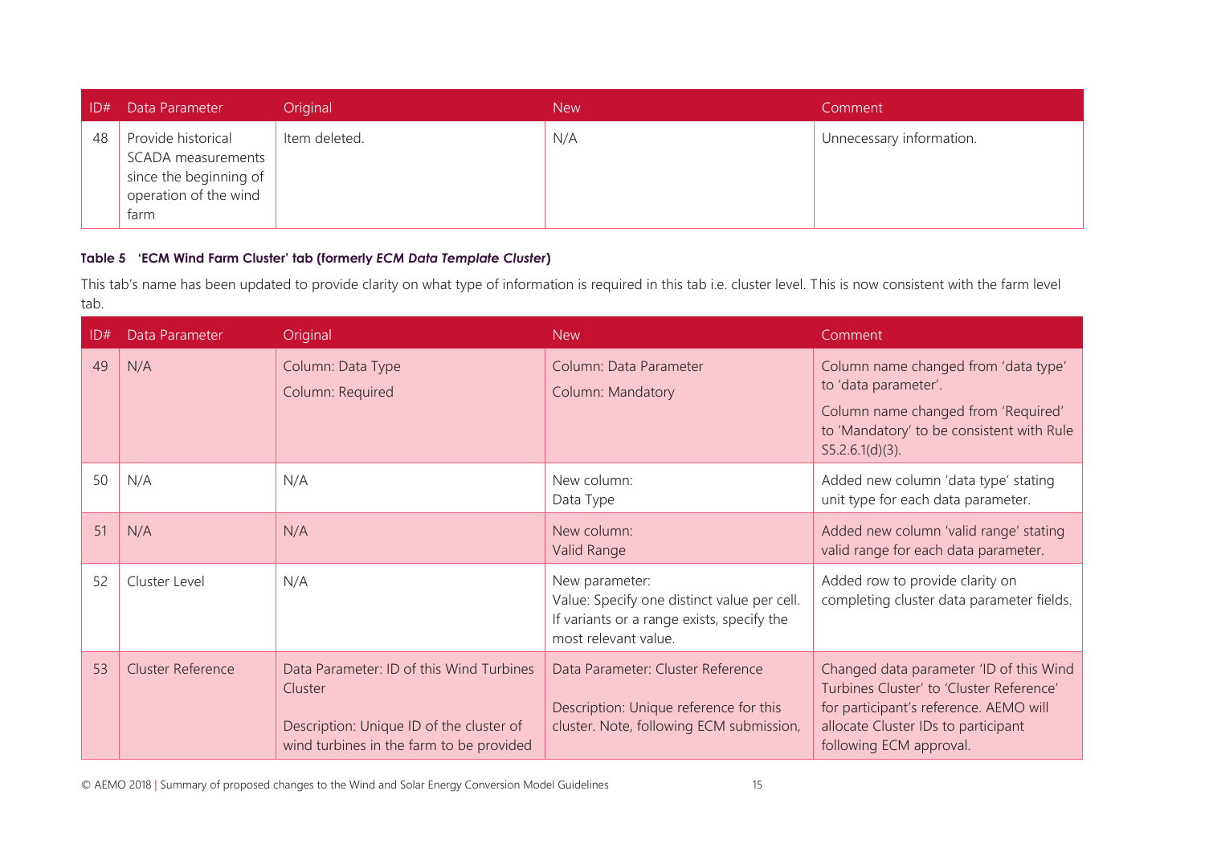| ID# | Data Parameter | Original | New | Comment |
|---|---|---|---|---|
| 48 | Provide historical SCADA measurements since the beginning of operation of the wind farm | Item deleted. | N/A | Unnecessary information. |

**Table 5 'ECM Wind Farm Cluster' tab (formerly *ECM Data Template Cluster*)**

This tab's name has been updated to provide clarity on what type of information is required in this tab i.e. cluster level. This is now consistent with the farm level tab.

| ID# | Data Parameter | Original | New | Comment |
|---|---|---|---|---|
| 49 | N/A | Column: Data Type<br><br>Column: Required | Column: Data Parameter<br><br>Column: Mandatory | Column name changed from 'data type' to 'data parameter'.<br><br>Column name changed from 'Required' to 'Mandatory' to be consistent with Rule S5.2.6.1(d)(3). |
| 50 | N/A | N/A | New column:<br>Data Type | Added new column 'data type' stating unit type for each data parameter. |
| 51 | N/A | N/A | New column:<br>Valid Range | Added new column 'valid range' stating valid range for each data parameter. |
| 52 | Cluster Level | N/A | New parameter:<br>Value: Specify one distinct value per cell. If variants or a range exists, specify the most relevant value. | Added row to provide clarity on completing cluster data parameter fields. |
| 53 | Cluster Reference | Data Parameter: ID of this Wind Turbines Cluster<br><br>Description: Unique ID of the cluster of wind turbines in the farm to be provided | Data Parameter: Cluster Reference<br><br>Description: Unique reference for this cluster. Note, following ECM submission, | Changed data parameter 'ID of this Wind Turbines Cluster' to 'Cluster Reference' for participant's reference. AEMO will allocate Cluster IDs to participant following ECM approval. |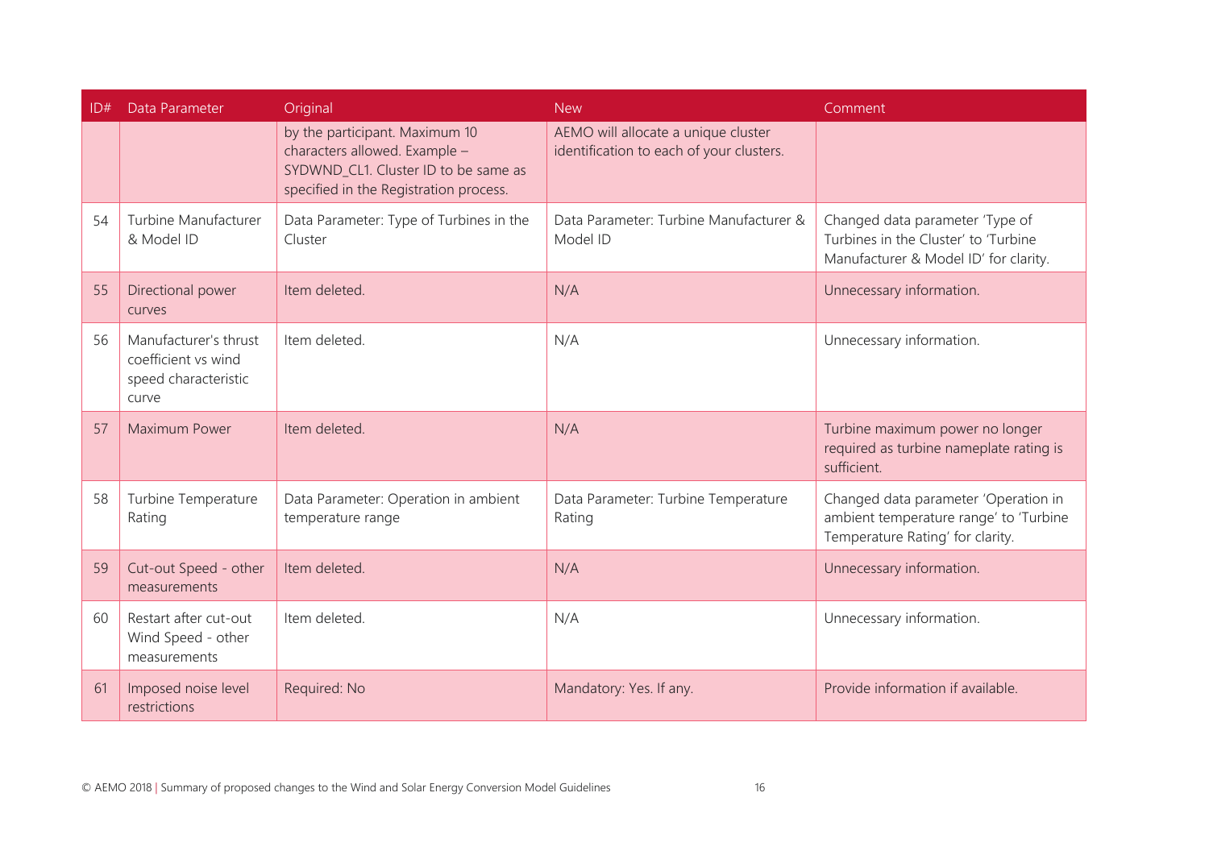| ID# | Data Parameter | Original | New | Comment |
|---|---|---|---|---|
| | | by the participant. Maximum 10 characters allowed. Example – SYDWND_CL1. Cluster ID to be same as specified in the Registration process. | AEMO will allocate a unique cluster identification to each of your clusters. | |
| 54 | Turbine Manufacturer & Model ID | Data Parameter: Type of Turbines in the Cluster | Data Parameter: Turbine Manufacturer & Model ID | Changed data parameter 'Type of Turbines in the Cluster' to 'Turbine Manufacturer & Model ID' for clarity. |
| 55 | Directional power curves | Item deleted. | N/A | Unnecessary information. |
| 56 | Manufacturer's thrust coefficient vs wind speed characteristic curve | Item deleted. | N/A | Unnecessary information. |
| 57 | Maximum Power | Item deleted. | N/A | Turbine maximum power no longer required as turbine nameplate rating is sufficient. |
| 58 | Turbine Temperature Rating | Data Parameter: Operation in ambient temperature range | Data Parameter: Turbine Temperature Rating | Changed data parameter 'Operation in ambient temperature range' to 'Turbine Temperature Rating' for clarity. |
| 59 | Cut-out Speed - other measurements | Item deleted. | N/A | Unnecessary information. |
| 60 | Restart after cut-out Wind Speed - other measurements | Item deleted. | N/A | Unnecessary information. |
| 61 | Imposed noise level restrictions | Required: No | Mandatory: Yes. If any. | Provide information if available. |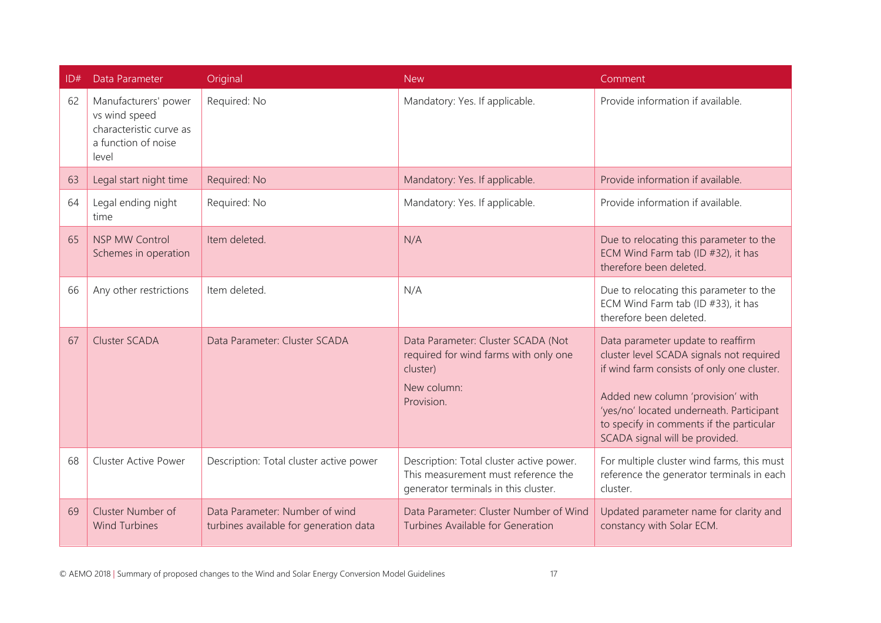| ID# | Data Parameter | Original | New | Comment |
|---|---|---|---|---|
| 62 | Manufacturers' power vs wind speed characteristic curve as a function of noise level | Required: No | Mandatory: Yes. If applicable. | Provide information if available. |
| 63 | Legal start night time | Required: No | Mandatory: Yes. If applicable. | Provide information if available. |
| 64 | Legal ending night time | Required: No | Mandatory: Yes. If applicable. | Provide information if available. |
| 65 | NSP MW Control Schemes in operation | Item deleted. | N/A | Due to relocating this parameter to the ECM Wind Farm tab (ID #32), it has therefore been deleted. |
| 66 | Any other restrictions | Item deleted. | N/A | Due to relocating this parameter to the ECM Wind Farm tab (ID #33), it has therefore been deleted. |
| 67 | Cluster SCADA | Data Parameter: Cluster SCADA | Data Parameter: Cluster SCADA (Not required for wind farms with only one cluster)<br><br>New column:<br>Provision. | Data parameter update to reaffirm cluster level SCADA signals not required if wind farm consists of only one cluster.<br><br>Added new column 'provision' with 'yes/no' located underneath. Participant to specify in comments if the particular SCADA signal will be provided. |
| 68 | Cluster Active Power | Description: Total cluster active power | Description: Total cluster active power. This measurement must reference the generator terminals in this cluster. | For multiple cluster wind farms, this must reference the generator terminals in each cluster. |
| 69 | Cluster Number of Wind Turbines | Data Parameter: Number of wind turbines available for generation data | Data Parameter: Cluster Number of Wind Turbines Available for Generation | Updated parameter name for clarity and constancy with Solar ECM. |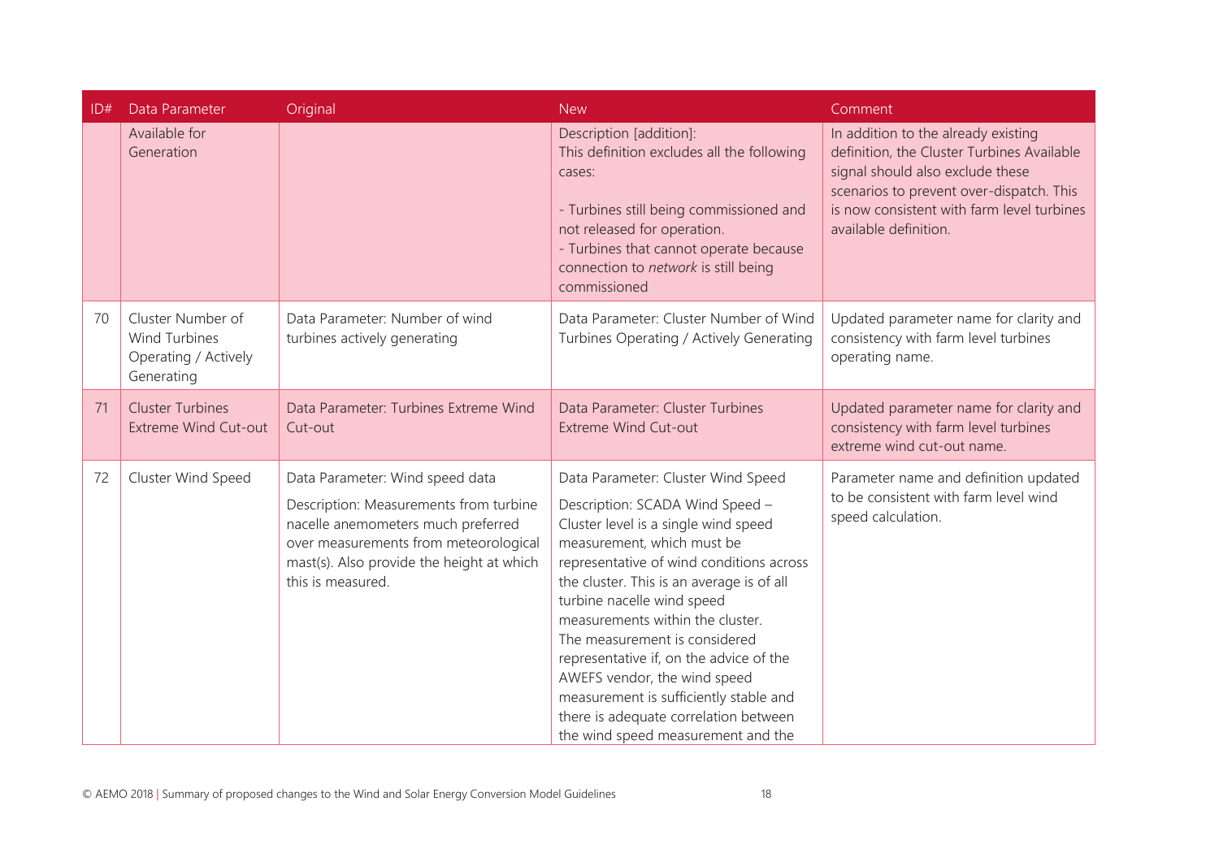| ID# | Data Parameter | Original | New | Comment |
|---|---|---|---|---|
| | Available for Generation | | Description [addition]:<br>This definition excludes all the following cases:<br><br>- Turbines still being commissioned and not released for operation.<br>- Turbines that cannot operate because connection to *network* is still being commissioned | In addition to the already existing definition, the Cluster Turbines Available signal should also exclude these scenarios to prevent over-dispatch. This is now consistent with farm level turbines available definition. |
| 70 | Cluster Number of Wind Turbines Operating / Actively Generating | Data Parameter: Number of wind turbines actively generating | Data Parameter: Cluster Number of Wind Turbines Operating / Actively Generating | Updated parameter name for clarity and consistency with farm level turbines operating name. |
| 71 | Cluster Turbines Extreme Wind Cut-out | Data Parameter: Turbines Extreme Wind Cut-out | Data Parameter: Cluster Turbines Extreme Wind Cut-out | Updated parameter name for clarity and consistency with farm level turbines extreme wind cut-out name. |
| 72 | Cluster Wind Speed | Data Parameter: Wind speed data<br><br>Description: Measurements from turbine nacelle anemometers much preferred over measurements from meteorological mast(s). Also provide the height at which this is measured. | Data Parameter: Cluster Wind Speed<br><br>Description: SCADA Wind Speed – Cluster level is a single wind speed measurement, which must be representative of wind conditions across the cluster. This is an average is of all turbine nacelle wind speed measurements within the cluster.<br>The measurement is considered representative if, on the advice of the AWEFS vendor, the wind speed measurement is sufficiently stable and there is adequate correlation between the wind speed measurement and the | Parameter name and definition updated to be consistent with farm level wind speed calculation. |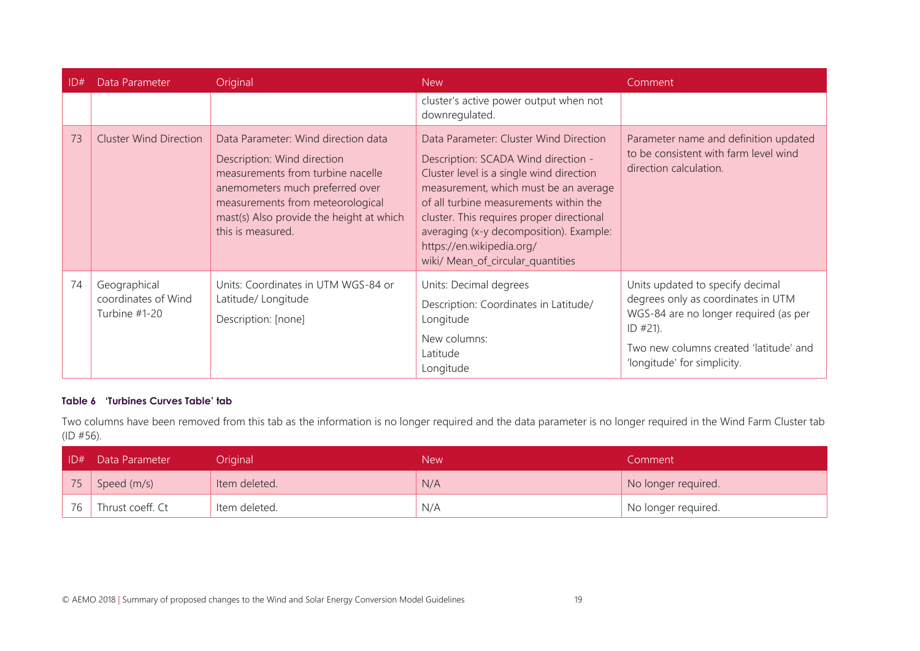| ID# | Data Parameter | Original | New | Comment |
|---|---|---|---|---|
| | | | cluster's active power output when not downregulated. | |
| 73 | Cluster Wind Direction | Data Parameter: Wind direction data<br><br>Description: Wind direction measurements from turbine nacelle anemometers much preferred over measurements from meteorological mast(s) Also provide the height at which this is measured. | Data Parameter: Cluster Wind Direction<br><br>Description: SCADA Wind direction - Cluster level is a single wind direction measurement, which must be an average of all turbine measurements within the cluster. This requires proper directional averaging (x-y decomposition). Example: https://en.wikipedia.org/ wiki/ Mean_of_circular_quantities | Parameter name and definition updated to be consistent with farm level wind direction calculation. |
| 74 | Geographical coordinates of Wind Turbine #1-20 | Units: Coordinates in UTM WGS-84 or Latitude/ Longitude<br><br>Description: [none] | Units: Decimal degrees<br><br>Description: Coordinates in Latitude/ Longitude<br><br>New columns:<br>Latitude<br>Longitude | Units updated to specify decimal degrees only as coordinates in UTM WGS-84 are no longer required (as per ID #21).<br><br>Two new columns created 'latitude' and 'longitude' for simplicity. |

**Table 6 'Turbines Curves Table' tab**

Two columns have been removed from this tab as the information is no longer required and the data parameter is no longer required in the Wind Farm Cluster tab (ID #56).

| ID# | Data Parameter | Original | New | Comment |
|---|---|---|---|---|
| 75 | Speed (m/s) | Item deleted. | N/A | No longer required. |
| 76 | Thrust coeff. Ct | Item deleted. | N/A | No longer required. |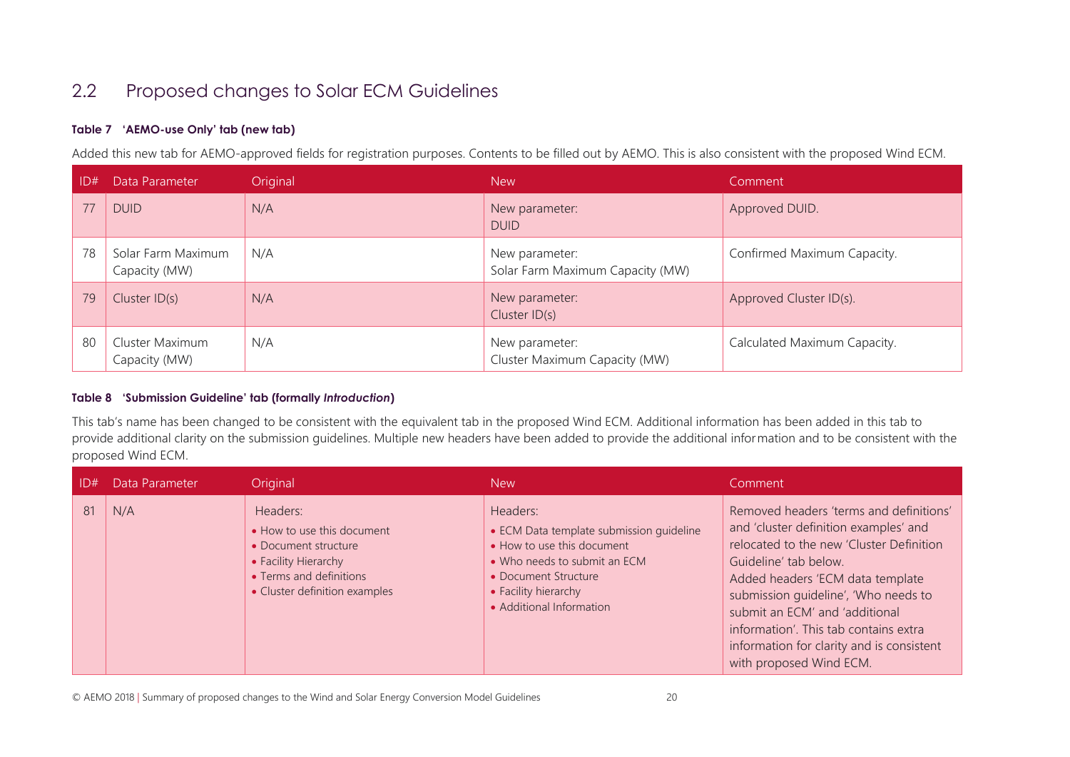## 2.2 Proposed changes to Solar ECM Guidelines

**Table 7 'AEMO-use Only' tab (new tab)**

Added this new tab for AEMO-approved fields for registration purposes. Contents to be filled out by AEMO. This is also consistent with the proposed Wind ECM.

| ID# | Data Parameter | Original | New | Comment |
|---|---|---|---|---|
| 77 | DUID | N/A | New parameter:<br>DUID | Approved DUID. |
| 78 | Solar Farm Maximum Capacity (MW) | N/A | New parameter:<br>Solar Farm Maximum Capacity (MW) | Confirmed Maximum Capacity. |
| 79 | Cluster ID(s) | N/A | New parameter:<br>Cluster ID(s) | Approved Cluster ID(s). |
| 80 | Cluster Maximum Capacity (MW) | N/A | New parameter:<br>Cluster Maximum Capacity (MW) | Calculated Maximum Capacity. |

**Table 8 'Submission Guideline' tab (formally *Introduction*)**

This tab's name has been changed to be consistent with the equivalent tab in the proposed Wind ECM. Additional information has been added in this tab to provide additional clarity on the submission guidelines. Multiple new headers have been added to provide the additional information and to be consistent with the proposed Wind ECM.

| ID# | Data Parameter | Original | New | Comment |
|---|---|---|---|---|
| 81 | N/A | Headers:<br>• How to use this document<br>• Document structure<br>• Facility Hierarchy<br>• Terms and definitions<br>• Cluster definition examples | Headers:<br>• ECM Data template submission guideline<br>• How to use this document<br>• Who needs to submit an ECM<br>• Document Structure<br>• Facility hierarchy<br>• Additional Information | Removed headers 'terms and definitions' and 'cluster definition examples' and relocated to the new 'Cluster Definition Guideline' tab below.<br>Added headers 'ECM data template submission guideline', 'Who needs to submit an ECM' and 'additional information'. This tab contains extra information for clarity and is consistent with proposed Wind ECM. |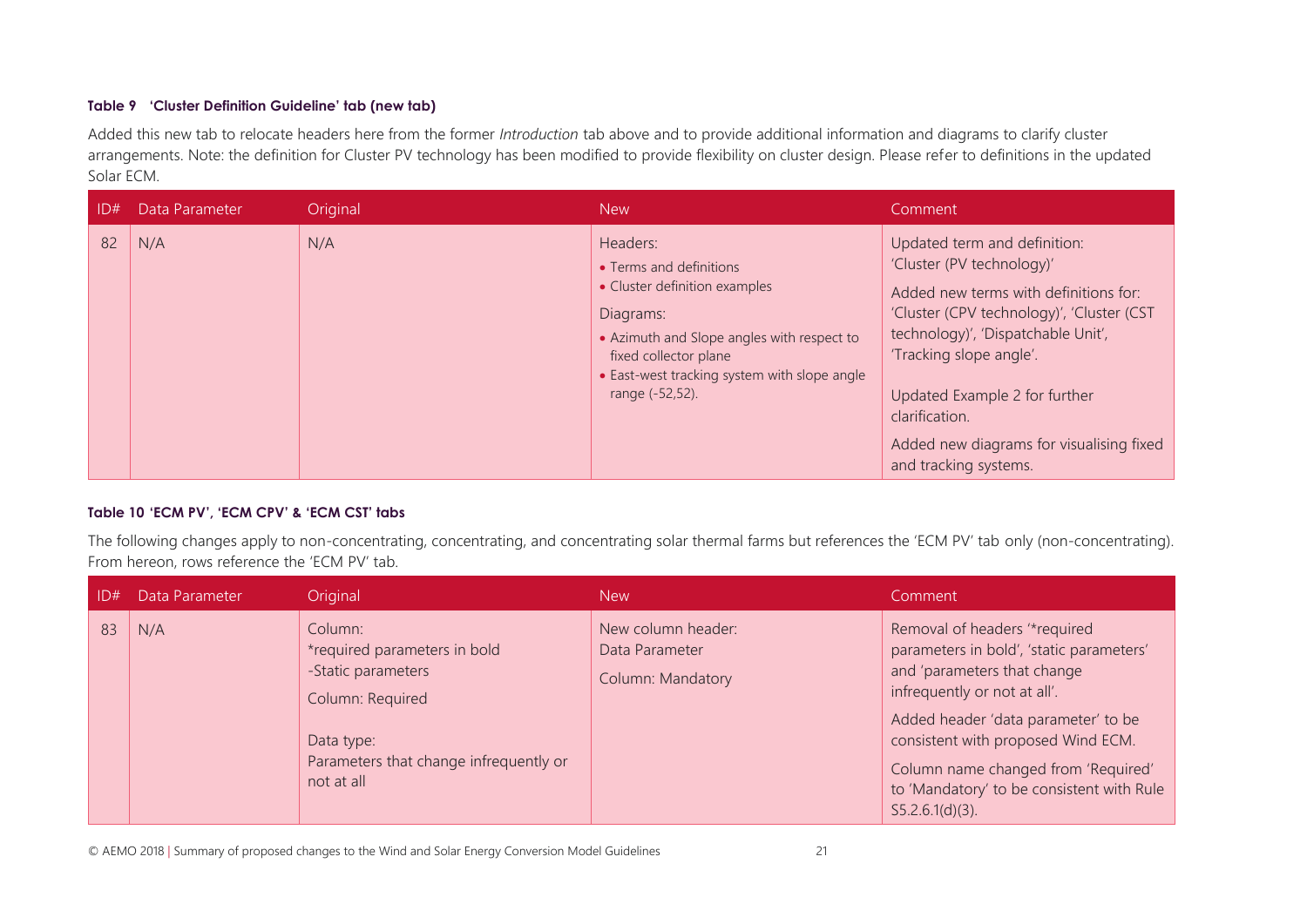#### Table 9 'Cluster Definition Guideline' tab (new tab)

Added this new tab to relocate headers here from the former *Introduction* tab above and to provide additional information and diagrams to clarify cluster arrangements. Note: the definition for Cluster PV technology has been modified to provide flexibility on cluster design. Please refer to definitions in the updated Solar ECM.

| ID# | Data Parameter | Original | New | Comment |
|---|---|---|---|---|
| 82 | N/A | N/A | Headers:<br>• Terms and definitions<br>• Cluster definition examples<br>Diagrams:<br>• Azimuth and Slope angles with respect to fixed collector plane<br>• East-west tracking system with slope angle range (-52,52). | Updated term and definition: 'Cluster (PV technology)'<br>Added new terms with definitions for: 'Cluster (CPV technology)', 'Cluster (CST technology)', 'Dispatchable Unit', 'Tracking slope angle'.<br>Updated Example 2 for further clarification.<br>Added new diagrams for visualising fixed and tracking systems. |

#### Table 10 'ECM PV', 'ECM CPV' & 'ECM CST' tabs

The following changes apply to non-concentrating, concentrating, and concentrating solar thermal farms but references the 'ECM PV' tab only (non-concentrating). From hereon, rows reference the 'ECM PV' tab.

| ID# | Data Parameter | Original | New | Comment |
|---|---|---|---|---|
| 83 | N/A | Column:<br>*required parameters in bold<br>-Static parameters<br>Column: Required<br>Data type:<br>Parameters that change infrequently or not at all | New column header:<br>Data Parameter<br>Column: Mandatory | Removal of headers '*required parameters in bold', 'static parameters' and 'parameters that change infrequently or not at all'.<br>Added header 'data parameter' to be consistent with proposed Wind ECM.<br>Column name changed from 'Required' to 'Mandatory' to be consistent with Rule S5.2.6.1(d)(3). |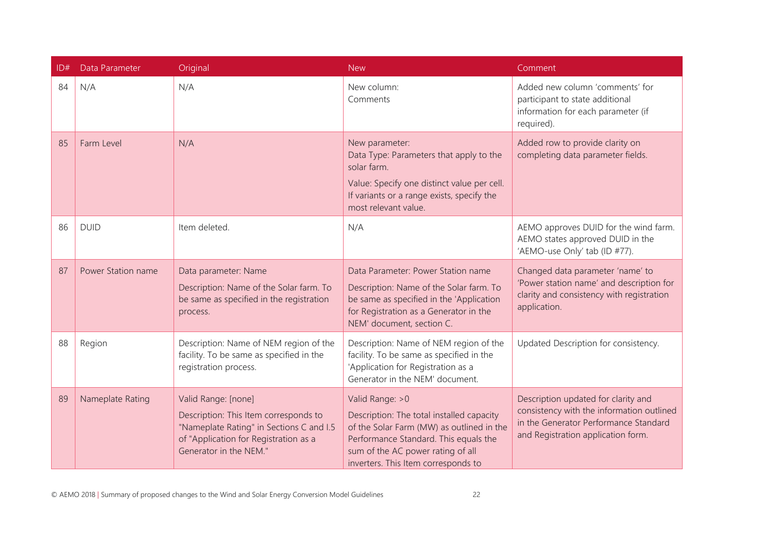| ID# | Data Parameter | Original | New | Comment |
|---|---|---|---|---|
| 84 | N/A | N/A | New column:<br>Comments | Added new column 'comments' for participant to state additional information for each parameter (if required). |
| 85 | Farm Level | N/A | New parameter:<br>Data Type: Parameters that apply to the solar farm.<br>Value: Specify one distinct value per cell. If variants or a range exists, specify the most relevant value. | Added row to provide clarity on completing data parameter fields. |
| 86 | DUID | Item deleted. | N/A | AEMO approves DUID for the wind farm. AEMO states approved DUID in the 'AEMO-use Only' tab (ID #77). |
| 87 | Power Station name | Data parameter: Name<br>Description: Name of the Solar farm. To be same as specified in the registration process. | Data Parameter: Power Station name<br>Description: Name of the Solar farm. To be same as specified in the 'Application for Registration as a Generator in the NEM' document, section C. | Changed data parameter 'name' to 'Power station name' and description for clarity and consistency with registration application. |
| 88 | Region | Description: Name of NEM region of the facility. To be same as specified in the registration process. | Description: Name of NEM region of the facility. To be same as specified in the 'Application for Registration as a Generator in the NEM' document. | Updated Description for consistency. |
| 89 | Nameplate Rating | Valid Range: [none]<br>Description: This Item corresponds to "Nameplate Rating" in Sections C and I.5 of "Application for Registration as a Generator in the NEM." | Valid Range: >0<br>Description: The total installed capacity of the Solar Farm (MW) as outlined in the Performance Standard. This equals the sum of the AC power rating of all inverters. This Item corresponds to | Description updated for clarity and consistency with the information outlined in the Generator Performance Standard and Registration application form. |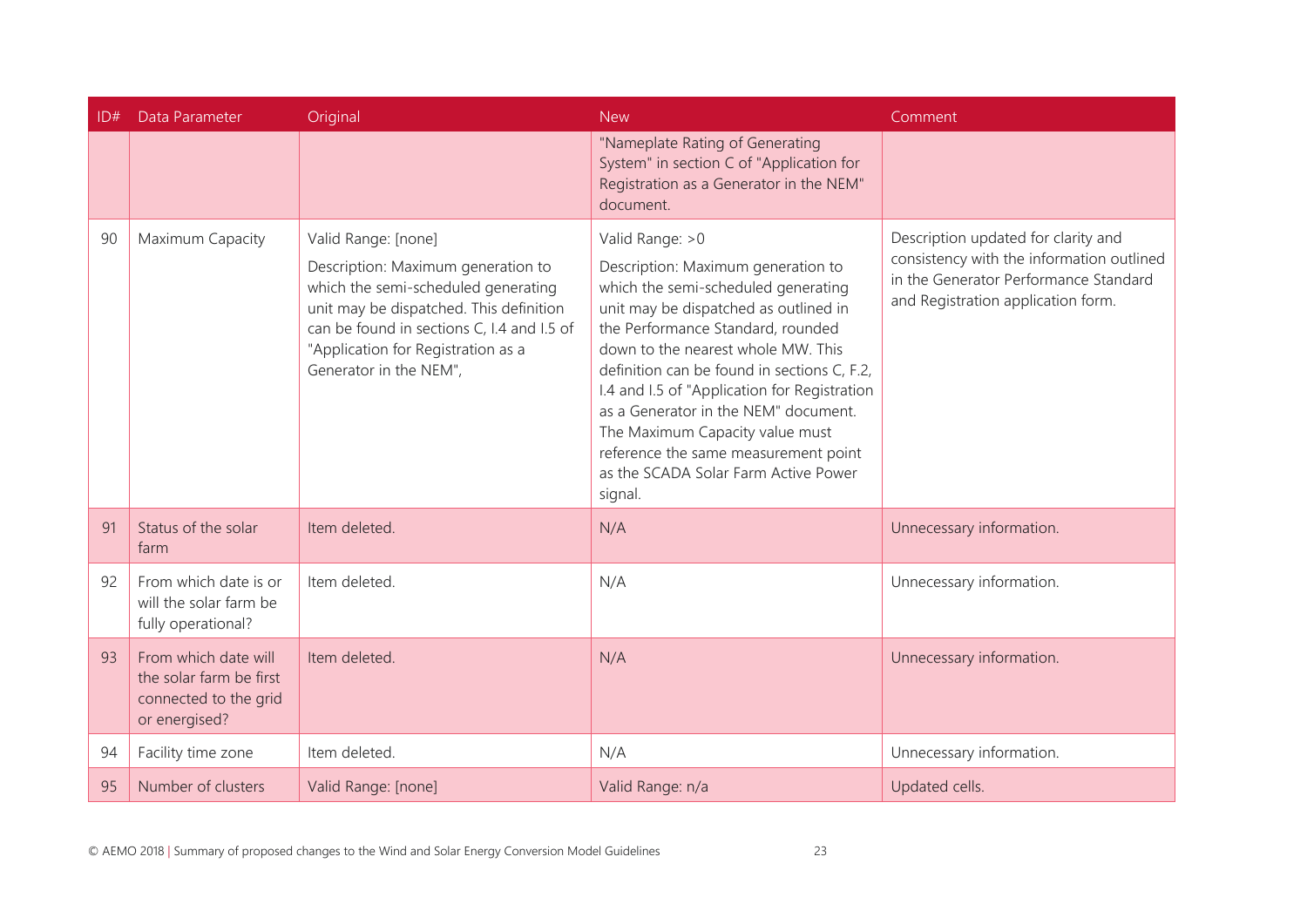| ID# | Data Parameter | Original | New | Comment |
|---|---|---|---|---|
| | | | "Nameplate Rating of Generating System" in section C of "Application for Registration as a Generator in the NEM" document. | |
| 90 | Maximum Capacity | Valid Range: [none]<br><br>Description: Maximum generation to which the semi-scheduled generating unit may be dispatched. This definition can be found in sections C, I.4 and I.5 of "Application for Registration as a Generator in the NEM", | Valid Range: >0<br><br>Description: Maximum generation to which the semi-scheduled generating unit may be dispatched as outlined in the Performance Standard, rounded down to the nearest whole MW. This definition can be found in sections C, F.2, I.4 and I.5 of "Application for Registration as a Generator in the NEM" document. The Maximum Capacity value must reference the same measurement point as the SCADA Solar Farm Active Power signal. | Description updated for clarity and consistency with the information outlined in the Generator Performance Standard and Registration application form. |
| 91 | Status of the solar farm | Item deleted. | N/A | Unnecessary information. |
| 92 | From which date is or will the solar farm be fully operational? | Item deleted. | N/A | Unnecessary information. |
| 93 | From which date will the solar farm be first connected to the grid or energised? | Item deleted. | N/A | Unnecessary information. |
| 94 | Facility time zone | Item deleted. | N/A | Unnecessary information. |
| 95 | Number of clusters | Valid Range: [none] | Valid Range: n/a | Updated cells. |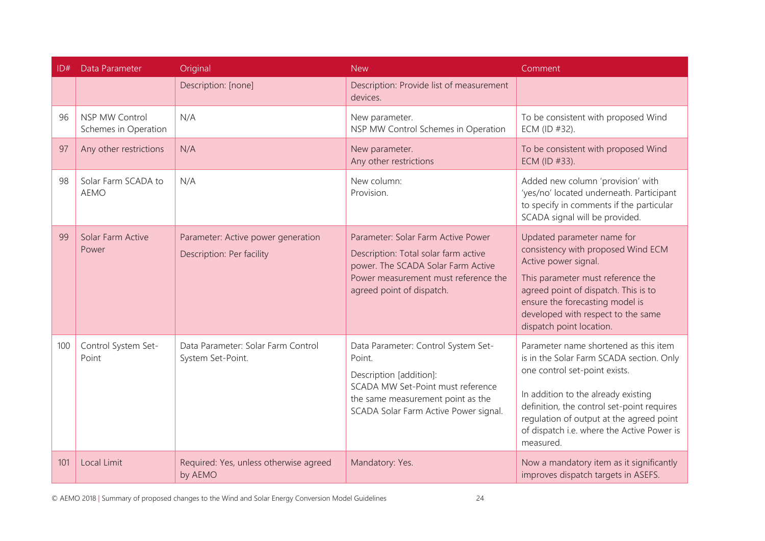| ID# | Data Parameter | Original | New | Comment |
|---|---|---|---|---|
| | | Description: [none] | Description: Provide list of measurement devices. | |
| 96 | NSP MW Control Schemes in Operation | N/A | New parameter.<br>NSP MW Control Schemes in Operation | To be consistent with proposed Wind ECM (ID #32). |
| 97 | Any other restrictions | N/A | New parameter.<br>Any other restrictions | To be consistent with proposed Wind ECM (ID #33). |
| 98 | Solar Farm SCADA to AEMO | N/A | New column:<br>Provision. | Added new column 'provision' with 'yes/no' located underneath. Participant to specify in comments if the particular SCADA signal will be provided. |
| 99 | Solar Farm Active Power | Parameter: Active power generation<br><br>Description: Per facility | Parameter: Solar Farm Active Power<br><br>Description: Total solar farm active power. The SCADA Solar Farm Active Power measurement must reference the agreed point of dispatch. | Updated parameter name for consistency with proposed Wind ECM Active power signal.<br><br>This parameter must reference the agreed point of dispatch. This is to ensure the forecasting model is developed with respect to the same dispatch point location. |
| 100 | Control System Set-Point | Data Parameter: Solar Farm Control System Set-Point. | Data Parameter: Control System Set-Point.<br><br>Description [addition]:<br>SCADA MW Set-Point must reference the same measurement point as the SCADA Solar Farm Active Power signal. | Parameter name shortened as this item is in the Solar Farm SCADA section. Only one control set-point exists.<br><br>In addition to the already existing definition, the control set-point requires regulation of output at the agreed point of dispatch i.e. where the Active Power is measured. |
| 101 | Local Limit | Required: Yes, unless otherwise agreed by AEMO | Mandatory: Yes. | Now a mandatory item as it significantly improves dispatch targets in ASEFS. |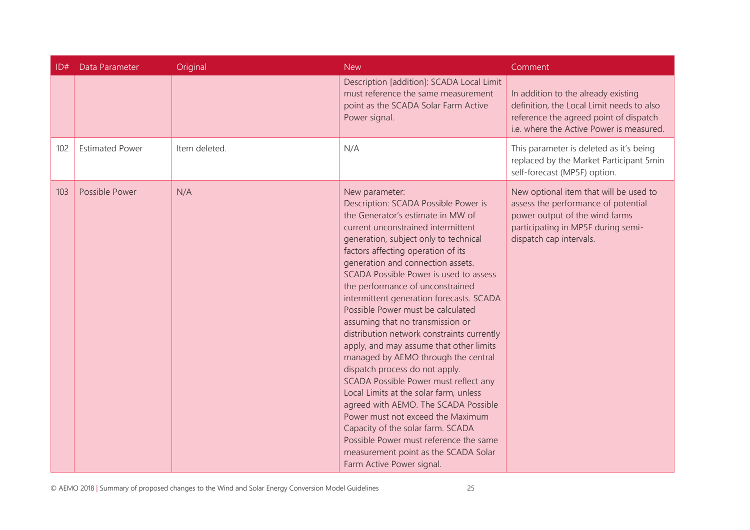| ID# | Data Parameter | Original | New | Comment |
| --- | --- | --- | --- | --- |
| | | | Description [addition]: SCADA Local Limit must reference the same measurement point as the SCADA Solar Farm Active Power signal. | In addition to the already existing definition, the Local Limit needs to also reference the agreed point of dispatch i.e. where the Active Power is measured. |
| 102 | Estimated Power | Item deleted. | N/A | This parameter is deleted as it's being replaced by the Market Participant 5min self-forecast (MP5F) option. |
| 103 | Possible Power | N/A | New parameter:<br>Description: SCADA Possible Power is the Generator's estimate in MW of current unconstrained intermittent generation, subject only to technical factors affecting operation of its generation and connection assets. SCADA Possible Power is used to assess the performance of unconstrained intermittent generation forecasts. SCADA Possible Power must be calculated assuming that no transmission or distribution network constraints currently apply, and may assume that other limits managed by AEMO through the central dispatch process do not apply.<br>SCADA Possible Power must reflect any Local Limits at the solar farm, unless agreed with AEMO. The SCADA Possible Power must not exceed the Maximum Capacity of the solar farm. SCADA Possible Power must reference the same measurement point as the SCADA Solar Farm Active Power signal. | New optional item that will be used to assess the performance of potential power output of the wind farms participating in MP5F during semi-dispatch cap intervals. |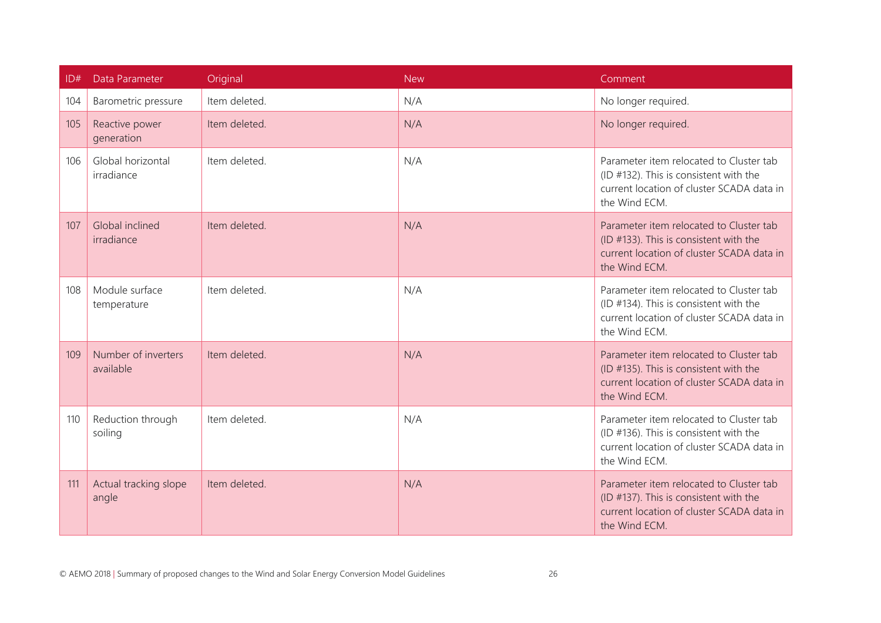| ID# | Data Parameter | Original | New | Comment |
|---|---|---|---|---|
| 104 | Barometric pressure | Item deleted. | N/A | No longer required. |
| 105 | Reactive power generation | Item deleted. | N/A | No longer required. |
| 106 | Global horizontal irradiance | Item deleted. | N/A | Parameter item relocated to Cluster tab (ID #132). This is consistent with the current location of cluster SCADA data in the Wind ECM. |
| 107 | Global inclined irradiance | Item deleted. | N/A | Parameter item relocated to Cluster tab (ID #133). This is consistent with the current location of cluster SCADA data in the Wind ECM. |
| 108 | Module surface temperature | Item deleted. | N/A | Parameter item relocated to Cluster tab (ID #134). This is consistent with the current location of cluster SCADA data in the Wind ECM. |
| 109 | Number of inverters available | Item deleted. | N/A | Parameter item relocated to Cluster tab (ID #135). This is consistent with the current location of cluster SCADA data in the Wind ECM. |
| 110 | Reduction through soiling | Item deleted. | N/A | Parameter item relocated to Cluster tab (ID #136). This is consistent with the current location of cluster SCADA data in the Wind ECM. |
| 111 | Actual tracking slope angle | Item deleted. | N/A | Parameter item relocated to Cluster tab (ID #137). This is consistent with the current location of cluster SCADA data in the Wind ECM. |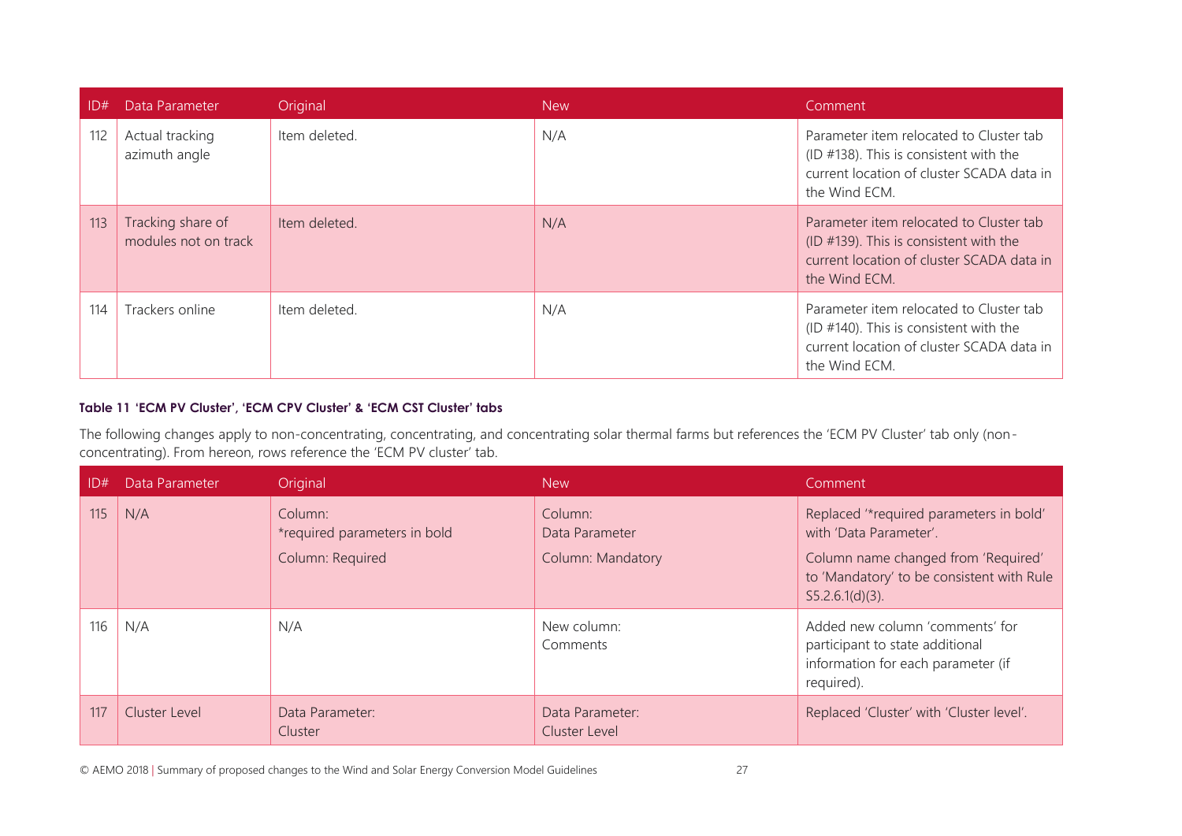| ID# | Data Parameter | Original | New | Comment |
|---|---|---|---|---|
| 112 | Actual tracking azimuth angle | Item deleted. | N/A | Parameter item relocated to Cluster tab (ID #138). This is consistent with the current location of cluster SCADA data in the Wind ECM. |
| 113 | Tracking share of modules not on track | Item deleted. | N/A | Parameter item relocated to Cluster tab (ID #139). This is consistent with the current location of cluster SCADA data in the Wind ECM. |
| 114 | Trackers online | Item deleted. | N/A | Parameter item relocated to Cluster tab (ID #140). This is consistent with the current location of cluster SCADA data in the Wind ECM. |

**Table 11 'ECM PV Cluster', 'ECM CPV Cluster' & 'ECM CST Cluster' tabs**

The following changes apply to non-concentrating, concentrating, and concentrating solar thermal farms but references the 'ECM PV Cluster' tab only (non-concentrating). From hereon, rows reference the 'ECM PV cluster' tab.

| ID# | Data Parameter | Original | New | Comment |
|---|---|---|---|---|
| 115 | N/A | Column: *required parameters in bold<br><br>Column: Required | Column: Data Parameter<br><br>Column: Mandatory | Replaced '*required parameters in bold' with 'Data Parameter'.<br><br>Column name changed from 'Required' to 'Mandatory' to be consistent with Rule S5.2.6.1(d)(3). |
| 116 | N/A | N/A | New column: Comments | Added new column 'comments' for participant to state additional information for each parameter (if required). |
| 117 | Cluster Level | Data Parameter: Cluster | Data Parameter: Cluster Level | Replaced 'Cluster' with 'Cluster level'. |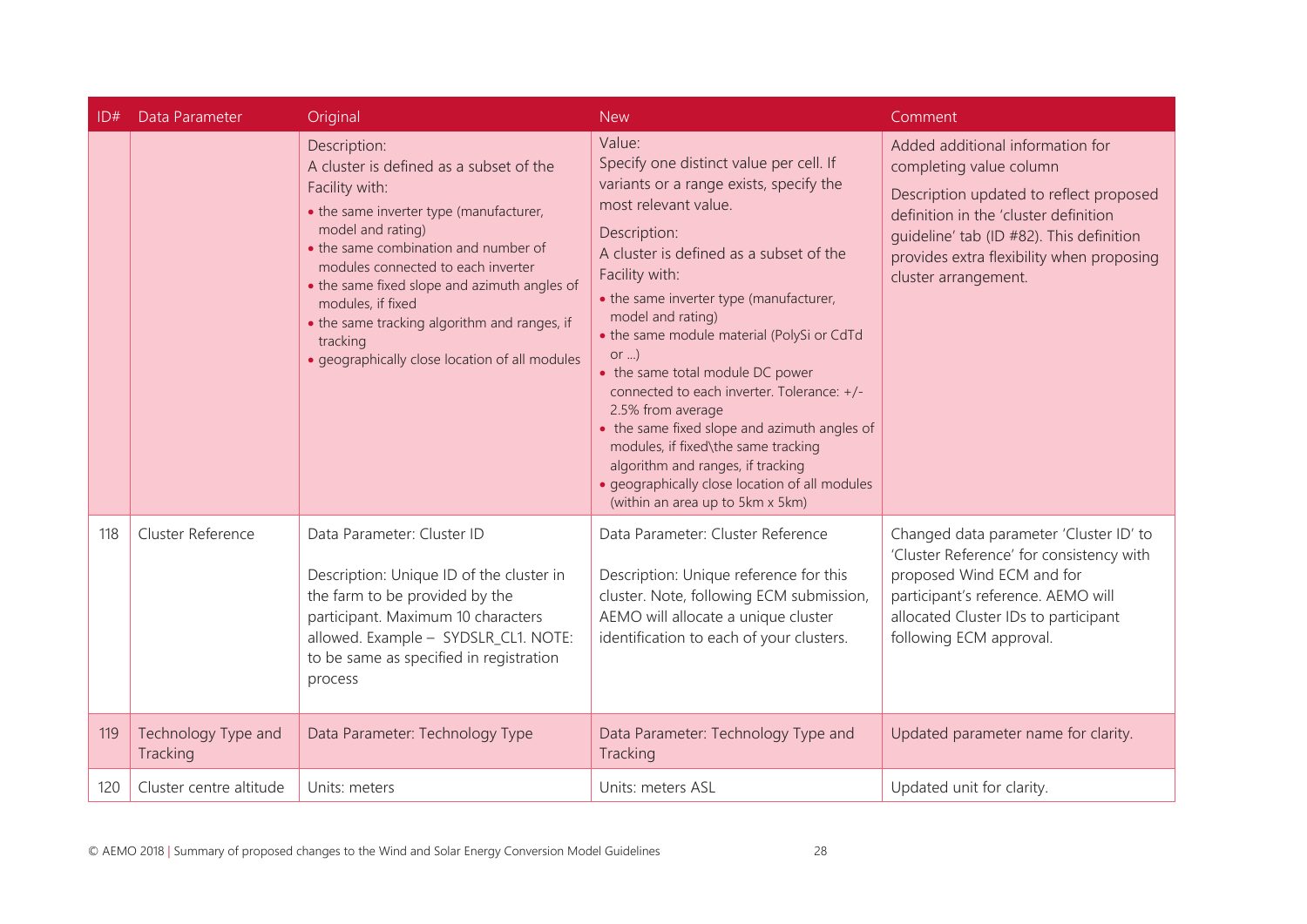| ID# | Data Parameter | Original | New | Comment |
| --- | --- | --- | --- | --- |
| | | Description:<br>A cluster is defined as a subset of the Facility with:<br>• the same inverter type (manufacturer, model and rating)<br>• the same combination and number of modules connected to each inverter<br>• the same fixed slope and azimuth angles of modules, if fixed<br>• the same tracking algorithm and ranges, if tracking<br>• geographically close location of all modules | Value:<br>Specify one distinct value per cell. If variants or a range exists, specify the most relevant value.<br>Description:<br>A cluster is defined as a subset of the Facility with:<br>• the same inverter type (manufacturer, model and rating)<br>• the same module material (PolySi or CdTd or ...)<br>• the same total module DC power connected to each inverter. Tolerance: +/- 2.5% from average<br>• the same fixed slope and azimuth angles of modules, if fixed\the same tracking algorithm and ranges, if tracking<br>• geographically close location of all modules (within an area up to 5km x 5km) | Added additional information for completing value column<br>Description updated to reflect proposed definition in the 'cluster definition guideline' tab (ID #82). This definition provides extra flexibility when proposing cluster arrangement. |
| 118 | Cluster Reference | Data Parameter: Cluster ID<br>Description: Unique ID of the cluster in the farm to be provided by the participant. Maximum 10 characters allowed. Example – SYDSLR_CL1. NOTE: to be same as specified in registration process | Data Parameter: Cluster Reference<br>Description: Unique reference for this cluster. Note, following ECM submission, AEMO will allocate a unique cluster identification to each of your clusters. | Changed data parameter 'Cluster ID' to 'Cluster Reference' for consistency with proposed Wind ECM and for participant's reference. AEMO will allocated Cluster IDs to participant following ECM approval. |
| 119 | Technology Type and Tracking | Data Parameter: Technology Type | Data Parameter: Technology Type and Tracking | Updated parameter name for clarity. |
| 120 | Cluster centre altitude | Units: meters | Units: meters ASL | Updated unit for clarity. |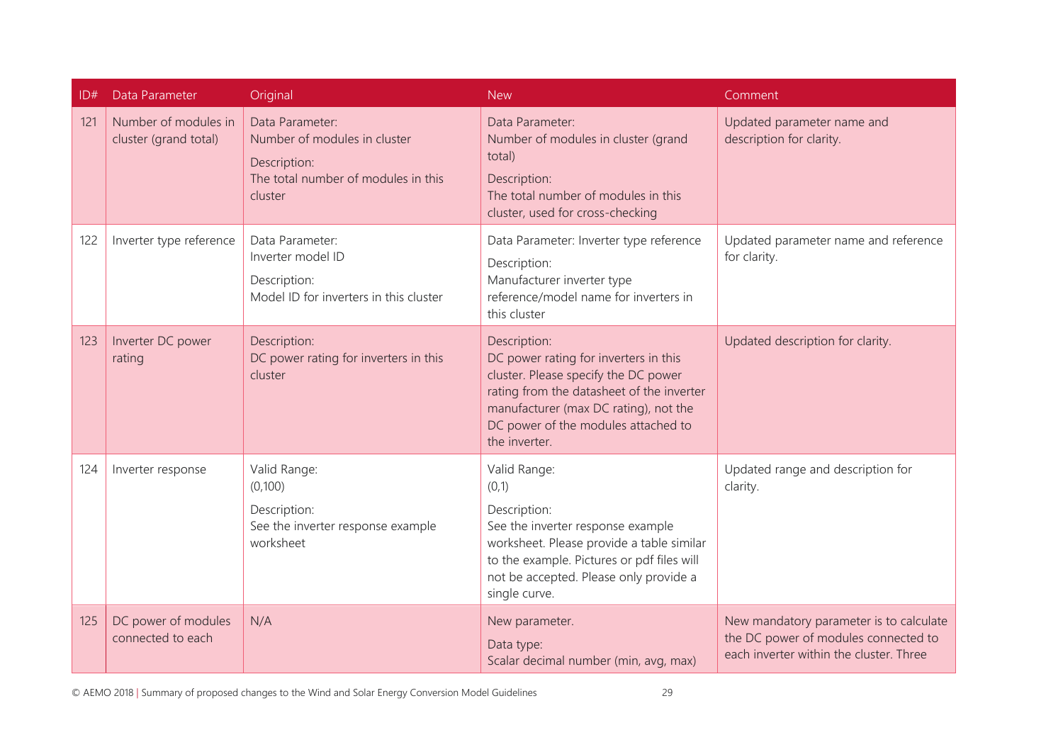| ID# | Data Parameter | Original | New | Comment |
|---|---|---|---|---|
| 121 | Number of modules in cluster (grand total) | Data Parameter:<br>Number of modules in cluster<br>Description:<br>The total number of modules in this cluster | Data Parameter:<br>Number of modules in cluster (grand total)<br>Description:<br>The total number of modules in this cluster, used for cross-checking | Updated parameter name and description for clarity. |
| 122 | Inverter type reference | Data Parameter:<br>Inverter model ID<br>Description:<br>Model ID for inverters in this cluster | Data Parameter: Inverter type reference<br>Description:<br>Manufacturer inverter type reference/model name for inverters in this cluster | Updated parameter name and reference for clarity. |
| 123 | Inverter DC power rating | Description:<br>DC power rating for inverters in this cluster | Description:<br>DC power rating for inverters in this cluster. Please specify the DC power rating from the datasheet of the inverter manufacturer (max DC rating), not the DC power of the modules attached to the inverter. | Updated description for clarity. |
| 124 | Inverter response | Valid Range:<br>(0,100)<br>Description:<br>See the inverter response example worksheet | Valid Range:<br>(0,1)<br>Description:<br>See the inverter response example worksheet. Please provide a table similar to the example. Pictures or pdf files will not be accepted. Please only provide a single curve. | Updated range and description for clarity. |
| 125 | DC power of modules connected to each | N/A | New parameter.<br>Data type:<br>Scalar decimal number (min, avg, max) | New mandatory parameter is to calculate the DC power of modules connected to each inverter within the cluster. Three |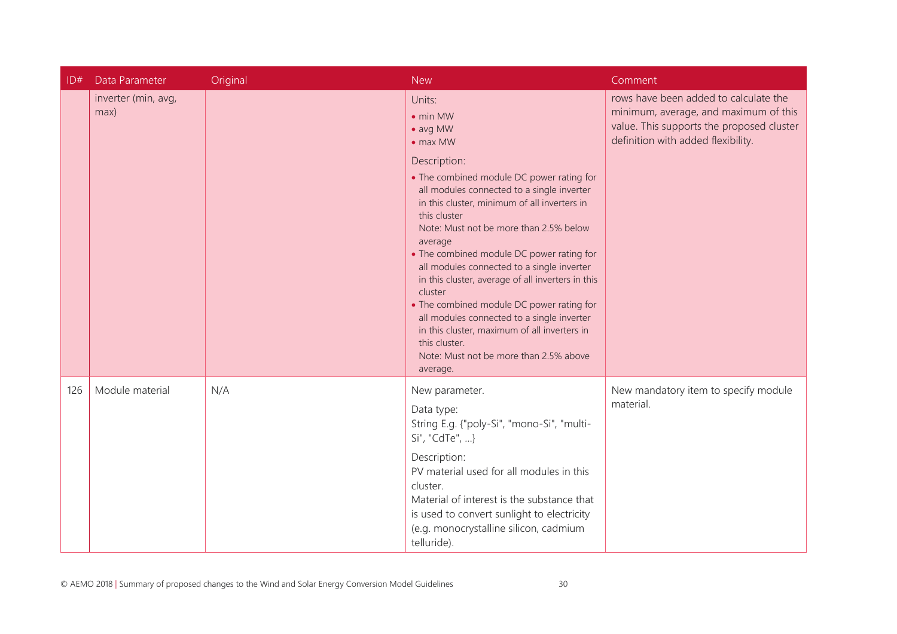| ID# | Data Parameter | Original | New | Comment |
|---|---|---|---|---|
| | inverter (min, avg, max) | | Units:<br>• min MW<br>• avg MW<br>• max MW<br>Description:<br>• The combined module DC power rating for all modules connected to a single inverter in this cluster, minimum of all inverters in this cluster<br>Note: Must not be more than 2.5% below average<br>• The combined module DC power rating for all modules connected to a single inverter in this cluster, average of all inverters in this cluster<br>• The combined module DC power rating for all modules connected to a single inverter in this cluster, maximum of all inverters in this cluster.<br>Note: Must not be more than 2.5% above average. | rows have been added to calculate the minimum, average, and maximum of this value. This supports the proposed cluster definition with added flexibility. |
| 126 | Module material | N/A | New parameter.<br>Data type:<br>String E.g. {"poly-Si", "mono-Si", "multi-Si", "CdTe", ...}<br>Description:<br>PV material used for all modules in this cluster.<br>Material of interest is the substance that is used to convert sunlight to electricity (e.g. monocrystalline silicon, cadmium telluride). | New mandatory item to specify module material. |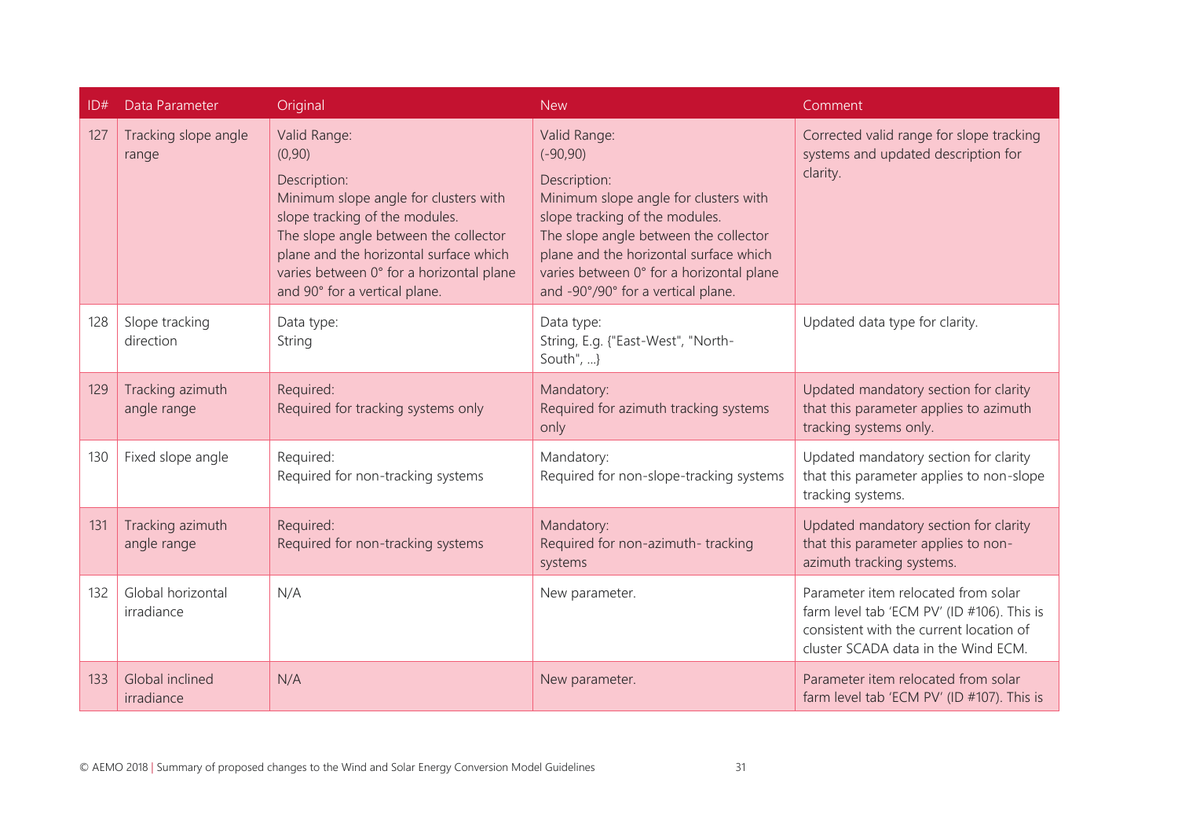| ID# | Data Parameter | Original | New | Comment |
|---|---|---|---|---|
| 127 | Tracking slope angle range | Valid Range:<br>(0,90)<br>Description:<br>Minimum slope angle for clusters with slope tracking of the modules.<br>The slope angle between the collector plane and the horizontal surface which varies between 0° for a horizontal plane and 90° for a vertical plane. | Valid Range:<br>(-90,90)<br>Description:<br>Minimum slope angle for clusters with slope tracking of the modules.<br>The slope angle between the collector plane and the horizontal surface which varies between 0° for a horizontal plane and -90°/90° for a vertical plane. | Corrected valid range for slope tracking systems and updated description for clarity. |
| 128 | Slope tracking direction | Data type:<br>String | Data type:<br>String, E.g. {"East-West", "North-South", …} | Updated data type for clarity. |
| 129 | Tracking azimuth angle range | Required:<br>Required for tracking systems only | Mandatory:<br>Required for azimuth tracking systems only | Updated mandatory section for clarity that this parameter applies to azimuth tracking systems only. |
| 130 | Fixed slope angle | Required:<br>Required for non-tracking systems | Mandatory:<br>Required for non-slope-tracking systems | Updated mandatory section for clarity that this parameter applies to non-slope tracking systems. |
| 131 | Tracking azimuth angle range | Required:<br>Required for non-tracking systems | Mandatory:<br>Required for non-azimuth- tracking systems | Updated mandatory section for clarity that this parameter applies to non-azimuth tracking systems. |
| 132 | Global horizontal irradiance | N/A | New parameter. | Parameter item relocated from solar farm level tab 'ECM PV' (ID #106). This is consistent with the current location of cluster SCADA data in the Wind ECM. |
| 133 | Global inclined irradiance | N/A | New parameter. | Parameter item relocated from solar farm level tab 'ECM PV' (ID #107). This is |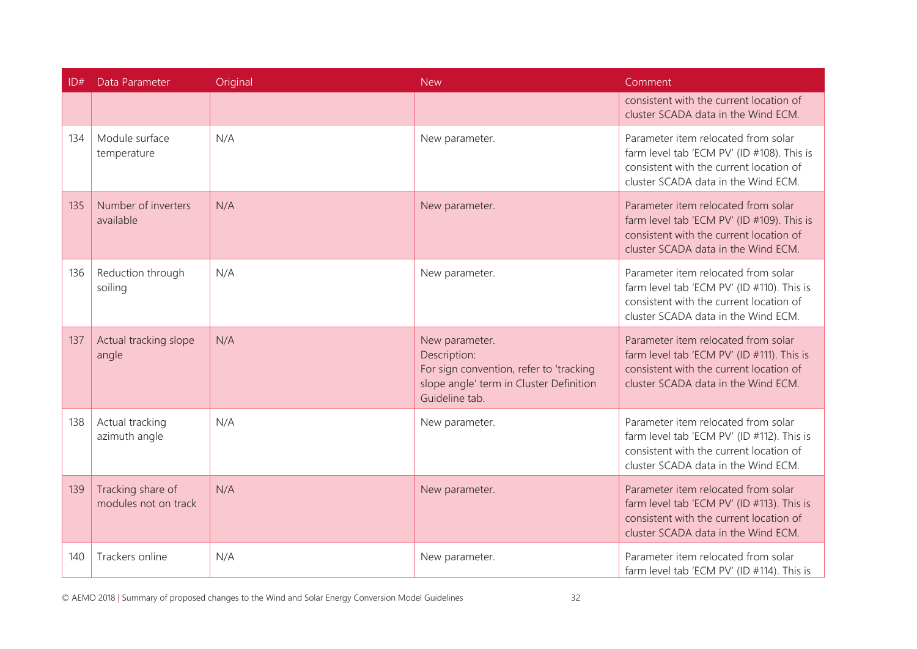| ID# | Data Parameter | Original | New | Comment |
|---|---|---|---|---|
| | | | | consistent with the current location of cluster SCADA data in the Wind ECM. |
| 134 | Module surface temperature | N/A | New parameter. | Parameter item relocated from solar farm level tab 'ECM PV' (ID #108). This is consistent with the current location of cluster SCADA data in the Wind ECM. |
| 135 | Number of inverters available | N/A | New parameter. | Parameter item relocated from solar farm level tab 'ECM PV' (ID #109). This is consistent with the current location of cluster SCADA data in the Wind ECM. |
| 136 | Reduction through soiling | N/A | New parameter. | Parameter item relocated from solar farm level tab 'ECM PV' (ID #110). This is consistent with the current location of cluster SCADA data in the Wind ECM. |
| 137 | Actual tracking slope angle | N/A | New parameter.<br>Description:<br>For sign convention, refer to 'tracking slope angle' term in Cluster Definition Guideline tab. | Parameter item relocated from solar farm level tab 'ECM PV' (ID #111). This is consistent with the current location of cluster SCADA data in the Wind ECM. |
| 138 | Actual tracking azimuth angle | N/A | New parameter. | Parameter item relocated from solar farm level tab 'ECM PV' (ID #112). This is consistent with the current location of cluster SCADA data in the Wind ECM. |
| 139 | Tracking share of modules not on track | N/A | New parameter. | Parameter item relocated from solar farm level tab 'ECM PV' (ID #113). This is consistent with the current location of cluster SCADA data in the Wind ECM. |
| 140 | Trackers online | N/A | New parameter. | Parameter item relocated from solar farm level tab 'ECM PV' (ID #114). This is |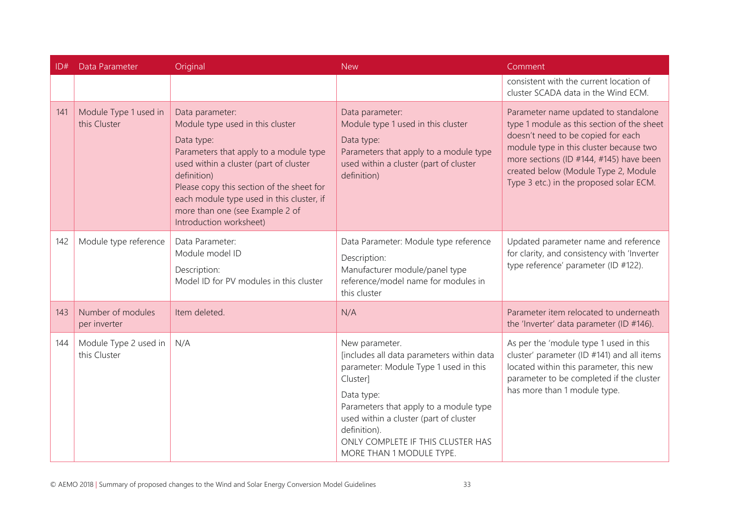| ID# | Data Parameter | Original | New | Comment |
|---|---|---|---|---|
| | | | | consistent with the current location of cluster SCADA data in the Wind ECM. |
| 141 | Module Type 1 used in this Cluster | Data parameter: Module type used in this cluster<br><br>Data type: Parameters that apply to a module type used within a cluster (part of cluster definition)<br>Please copy this section of the sheet for each module type used in this cluster, if more than one (see Example 2 of Introduction worksheet) | Data parameter: Module type 1 used in this cluster<br><br>Data type: Parameters that apply to a module type used within a cluster (part of cluster definition) | Parameter name updated to standalone type 1 module as this section of the sheet doesn't need to be copied for each module type in this cluster because two more sections (ID #144, #145) have been created below (Module Type 2, Module Type 3 etc.) in the proposed solar ECM. |
| 142 | Module type reference | Data Parameter: Module model ID<br><br>Description: Model ID for PV modules in this cluster | Data Parameter: Module type reference<br><br>Description: Manufacturer module/panel type reference/model name for modules in this cluster | Updated parameter name and reference for clarity, and consistency with 'Inverter type reference' parameter (ID #122). |
| 143 | Number of modules per inverter | Item deleted. | N/A | Parameter item relocated to underneath the 'Inverter' data parameter (ID #146). |
| 144 | Module Type 2 used in this Cluster | N/A | New parameter.<br>[includes all data parameters within data parameter: Module Type 1 used in this Cluster]<br><br>Data type: Parameters that apply to a module type used within a cluster (part of cluster definition).<br>ONLY COMPLETE IF THIS CLUSTER HAS MORE THAN 1 MODULE TYPE. | As per the 'module type 1 used in this cluster' parameter (ID #141) and all items located within this parameter, this new parameter to be completed if the cluster has more than 1 module type. |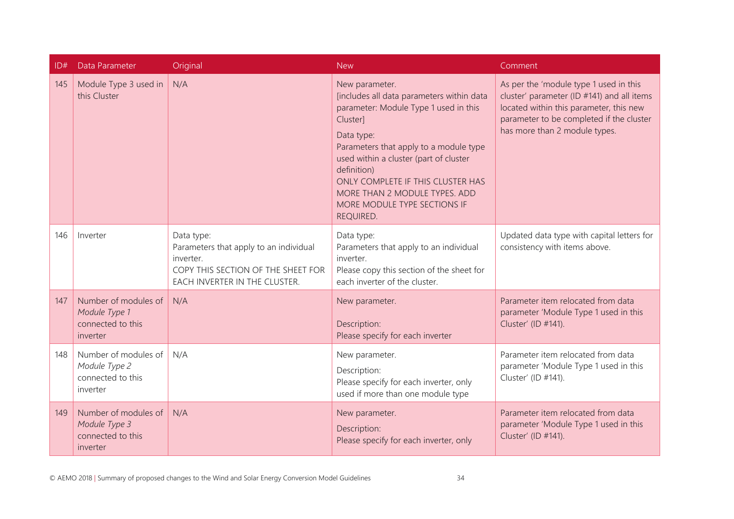| ID# | Data Parameter | Original | New | Comment |
|---|---|---|---|---|
| 145 | Module Type 3 used in this Cluster | N/A | New parameter.<br>[includes all data parameters within data parameter: Module Type 1 used in this Cluster]<br>Data type:<br>Parameters that apply to a module type used within a cluster (part of cluster definition)<br>ONLY COMPLETE IF THIS CLUSTER HAS MORE THAN 2 MODULE TYPES. ADD MORE MODULE TYPE SECTIONS IF REQUIRED. | As per the 'module type 1 used in this cluster' parameter (ID #141) and all items located within this parameter, this new parameter to be completed if the cluster has more than 2 module types. |
| 146 | Inverter | Data type:<br>Parameters that apply to an individual inverter.<br>COPY THIS SECTION OF THE SHEET FOR EACH INVERTER IN THE CLUSTER. | Data type:<br>Parameters that apply to an individual inverter.<br>Please copy this section of the sheet for each inverter of the cluster. | Updated data type with capital letters for consistency with items above. |
| 147 | Number of modules of *Module Type 1* connected to this inverter | N/A | New parameter.<br>Description:<br>Please specify for each inverter | Parameter item relocated from data parameter 'Module Type 1 used in this Cluster' (ID #141). |
| 148 | Number of modules of *Module Type 2* connected to this inverter | N/A | New parameter.<br>Description:<br>Please specify for each inverter, only used if more than one module type | Parameter item relocated from data parameter 'Module Type 1 used in this Cluster' (ID #141). |
| 149 | Number of modules of *Module Type 3* connected to this inverter | N/A | New parameter.<br>Description:<br>Please specify for each inverter, only | Parameter item relocated from data parameter 'Module Type 1 used in this Cluster' (ID #141). |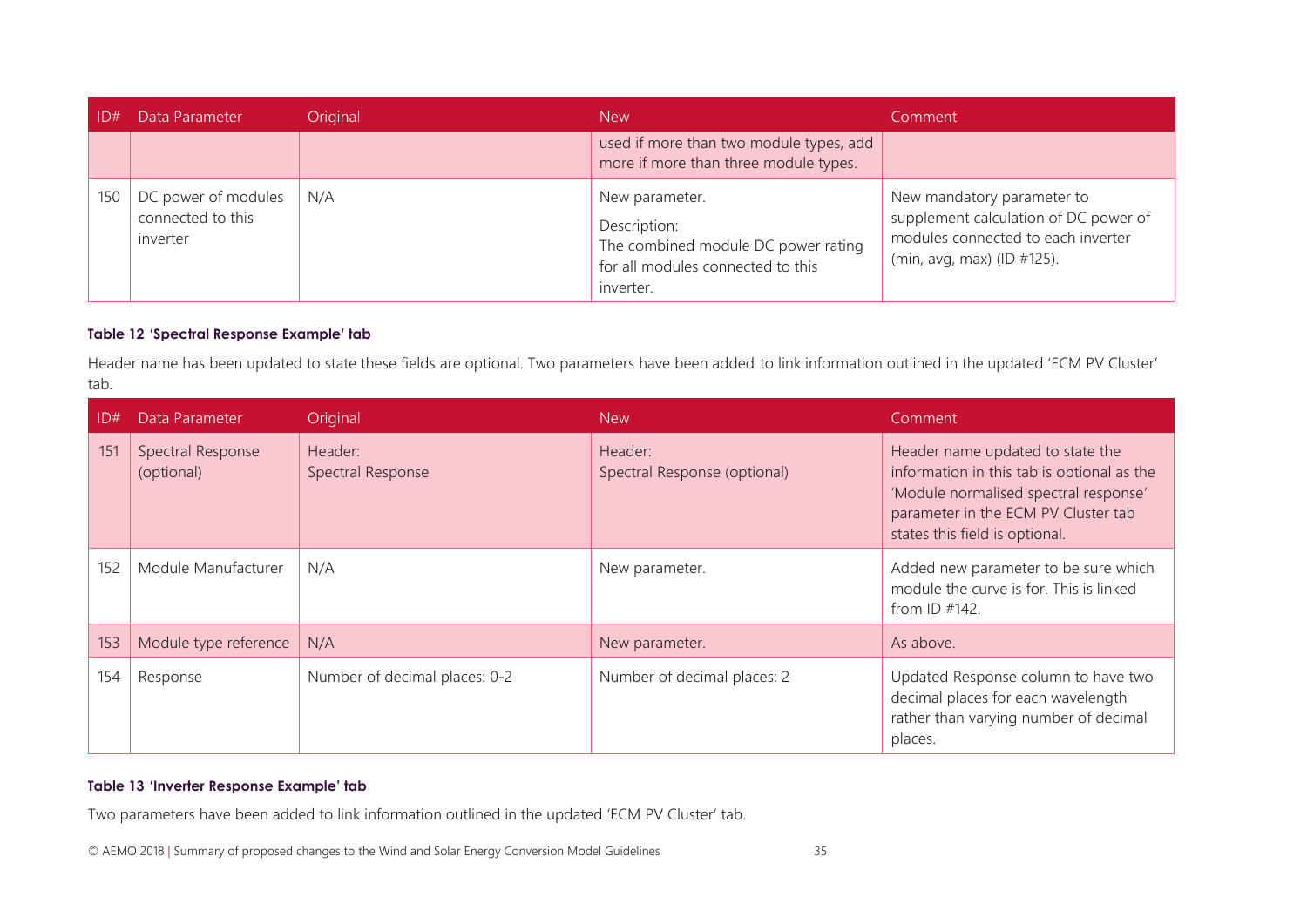| ID# | Data Parameter | Original | New | Comment |
|---|---|---|---|---|
| | | | used if more than two module types, add more if more than three module types. | |
| 150 | DC power of modules connected to this inverter | N/A | New parameter. Description: The combined module DC power rating for all modules connected to this inverter. | New mandatory parameter to supplement calculation of DC power of modules connected to each inverter (min, avg, max) (ID #125). |

**Table 12 'Spectral Response Example' tab**

Header name has been updated to state these fields are optional. Two parameters have been added to link information outlined in the updated 'ECM PV Cluster' tab.

| ID# | Data Parameter | Original | New | Comment |
|---|---|---|---|---|
| 151 | Spectral Response (optional) | Header: Spectral Response | Header: Spectral Response (optional) | Header name updated to state the information in this tab is optional as the 'Module normalised spectral response' parameter in the ECM PV Cluster tab states this field is optional. |
| 152 | Module Manufacturer | N/A | New parameter. | Added new parameter to be sure which module the curve is for. This is linked from ID #142. |
| 153 | Module type reference | N/A | New parameter. | As above. |
| 154 | Response | Number of decimal places: 0-2 | Number of decimal places: 2 | Updated Response column to have two decimal places for each wavelength rather than varying number of decimal places. |

**Table 13 'Inverter Response Example' tab**

Two parameters have been added to link information outlined in the updated 'ECM PV Cluster' tab.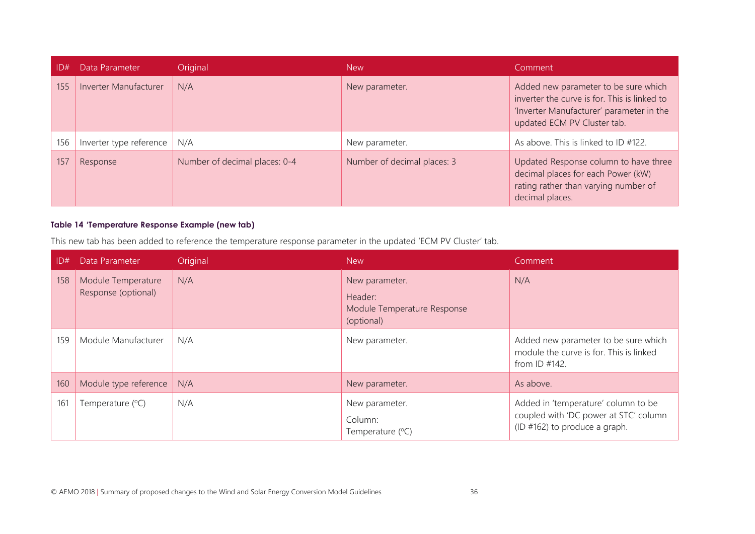| ID# | Data Parameter | Original | New | Comment |
|---|---|---|---|---|
| 155 | Inverter Manufacturer | N/A | New parameter. | Added new parameter to be sure which inverter the curve is for. This is linked to 'Inverter Manufacturer' parameter in the updated ECM PV Cluster tab. |
| 156 | Inverter type reference | N/A | New parameter. | As above. This is linked to ID #122. |
| 157 | Response | Number of decimal places: 0-4 | Number of decimal places: 3 | Updated Response column to have three decimal places for each Power (kW) rating rather than varying number of decimal places. |

**Table 14 'Temperature Response Example (new tab)**

This new tab has been added to reference the temperature response parameter in the updated 'ECM PV Cluster' tab.

| ID# | Data Parameter | Original | New | Comment |
|---|---|---|---|---|
| 158 | Module Temperature Response (optional) | N/A | New parameter.<br>Header:<br>Module Temperature Response (optional) | N/A |
| 159 | Module Manufacturer | N/A | New parameter. | Added new parameter to be sure which module the curve is for. This is linked from ID #142. |
| 160 | Module type reference | N/A | New parameter. | As above. |
| 161 | Temperature (°C) | N/A | New parameter.<br>Column:<br>Temperature (°C) | Added in 'temperature' column to be coupled with 'DC power at STC' column (ID #162) to produce a graph. |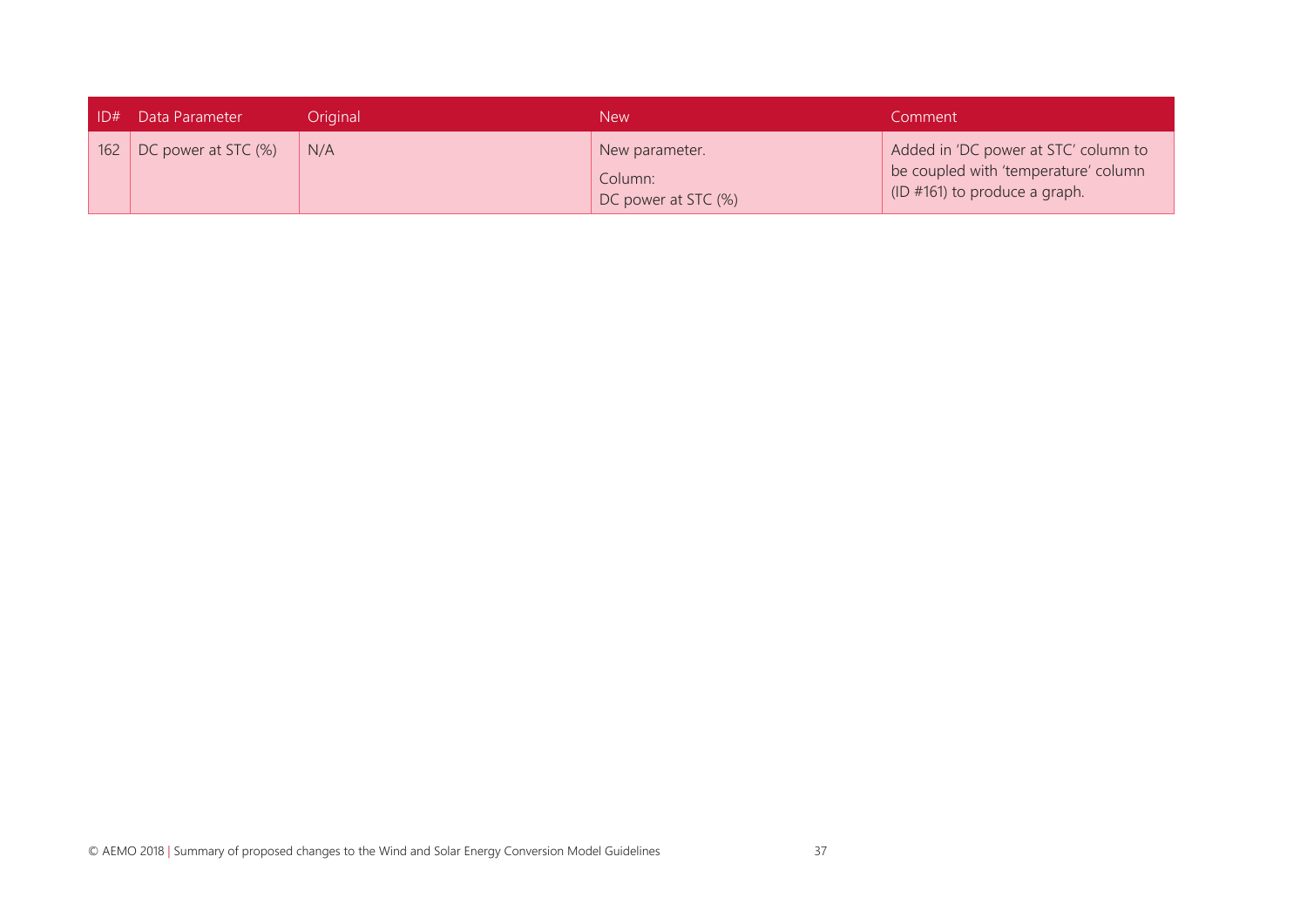| ID# | Data Parameter | Original | New | Comment |
|---|---|---|---|---|
| 162 | DC power at STC (%) | N/A | New parameter.<br><br>Column:<br>DC power at STC (%) | Added in 'DC power at STC' column to be coupled with 'temperature' column (ID #161) to produce a graph. |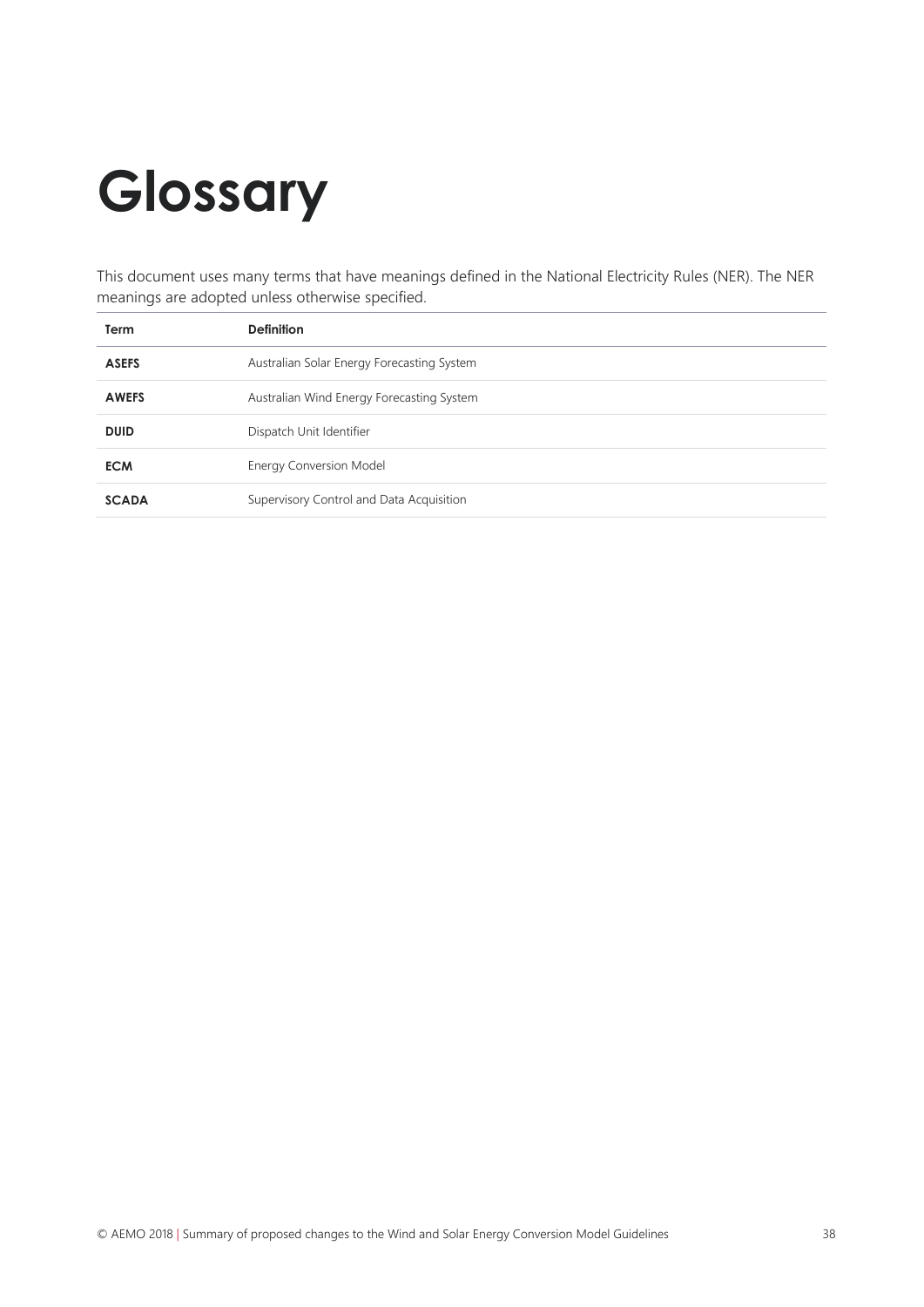# Glossary

This document uses many terms that have meanings defined in the National Electricity Rules (NER). The NER meanings are adopted unless otherwise specified.

| Term | Definition |
| --- | --- |
| **ASEFS** | Australian Solar Energy Forecasting System |
| **AWEFS** | Australian Wind Energy Forecasting System |
| **DUID** | Dispatch Unit Identifier |
| **ECM** | Energy Conversion Model |
| **SCADA** | Supervisory Control and Data Acquisition |